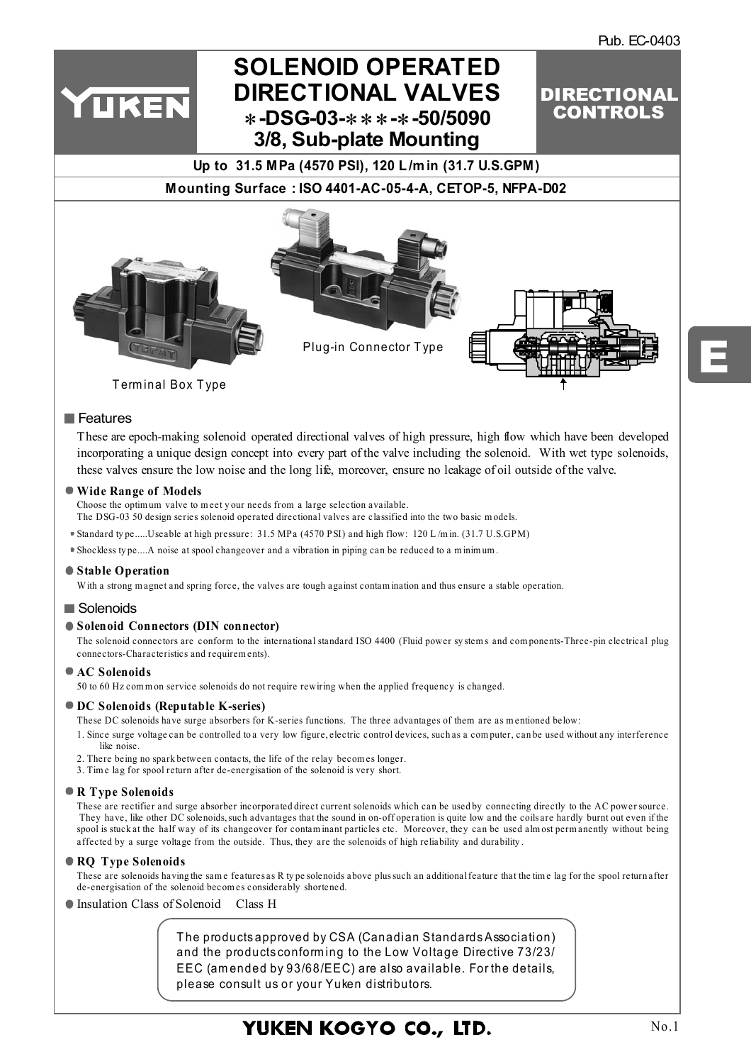Pub. EC-0403

# SOLENOID OPERATED DIRECTIONAL VALVES

## ∗-DSG-03-∗∗∗-∗-50/5090

## 3/8, Sub-plate Mounting

**DIRECTIONAL CONTROLS**

**Up to 31.5 MPa (4570 PSI), 120 L/min (31.7 U.S.GPM)**

**Mounting Surface : ISO 4401-AC-05-4-A, CETOP-5, NFPA-D02**

Plug-in Connector Type

Terminal Box Type

## Features

These are epoch-making solenoid operated directional valves of high pressure, high flow which have been developed incorporating a unique design concept into every part of the valve including the solenoid. With wet type solenoids, these valves ensure the low noise and the long life, moreover, ensure no leakage of oil outside of the valve.

### ● Wide Range of Models

Choose the optimum valve to meet your needs from a large selection available.
The DSG-03 50 design series solenoid operated directional valves are classified into the two basic models.

- Standard type.....Useable at high pressure: 31.5 MPa (4570 PSI) and high flow: 120 L/min. (31.7 U.S.GPM)
- Shockless type....A noise at spool changeover and a vibration in piping can be reduced to a minimum.

### ● Stable Operation

With a strong magnet and spring force, the valves are tough against contamination and thus ensure a stable operation.

## Solenoids

### ● Solenoid Connectors (DIN connector)

The solenoid connectors are conform to the international standard ISO 4400 (Fluid power systems and components-Three-pin electrical plug connectors-Characteristics and requirements).

### ● AC Solenoids

50 to 60 Hz common service solenoids do not require rewiring when the applied frequency is changed.

### ● DC Solenoids (Reputable K-series)

These DC solenoids have surge absorbers for K-series functions. The three advantages of them are as mentioned below:

1. Since surge voltage can be controlled to a very low figure, electric control devices, such as a computer, can be used without any interference like noise.
2. There being no spark between contacts, the life of the relay becomes longer.
3. Time lag for spool return after de-energisation of the solenoid is very short.

### ● R Type Solenoids

These are rectifier and surge absorber incorporated direct current solenoids which can be used by connecting directly to the AC power source. They have, like other DC solenoids, such advantages that the sound in on-off operation is quite low and the coils are hardly burnt out even if the spool is stuck at the half way of its changeover for contaminant particles etc. Moreover, they can be used almost permanently without being affected by a surge voltage from the outside. Thus, they are the solenoids of high reliability and durability.

### ● RQ Type Solenoids

These are solenoids having the same features as R type solenoids above plus such an additional feature that the time lag for the spool return after de-energisation of the solenoid becomes considerably shortened.

● Insulation Class of Solenoid  Class H

> The products approved by CSA (Canadian Standards Association) and the products conforming to the Low Voltage Directive 73/23/EEC (amended by 93/68/EEC) are also available. For the details, please consult us or your Yuken distributors.

YUKEN KOGYO CO., LTD.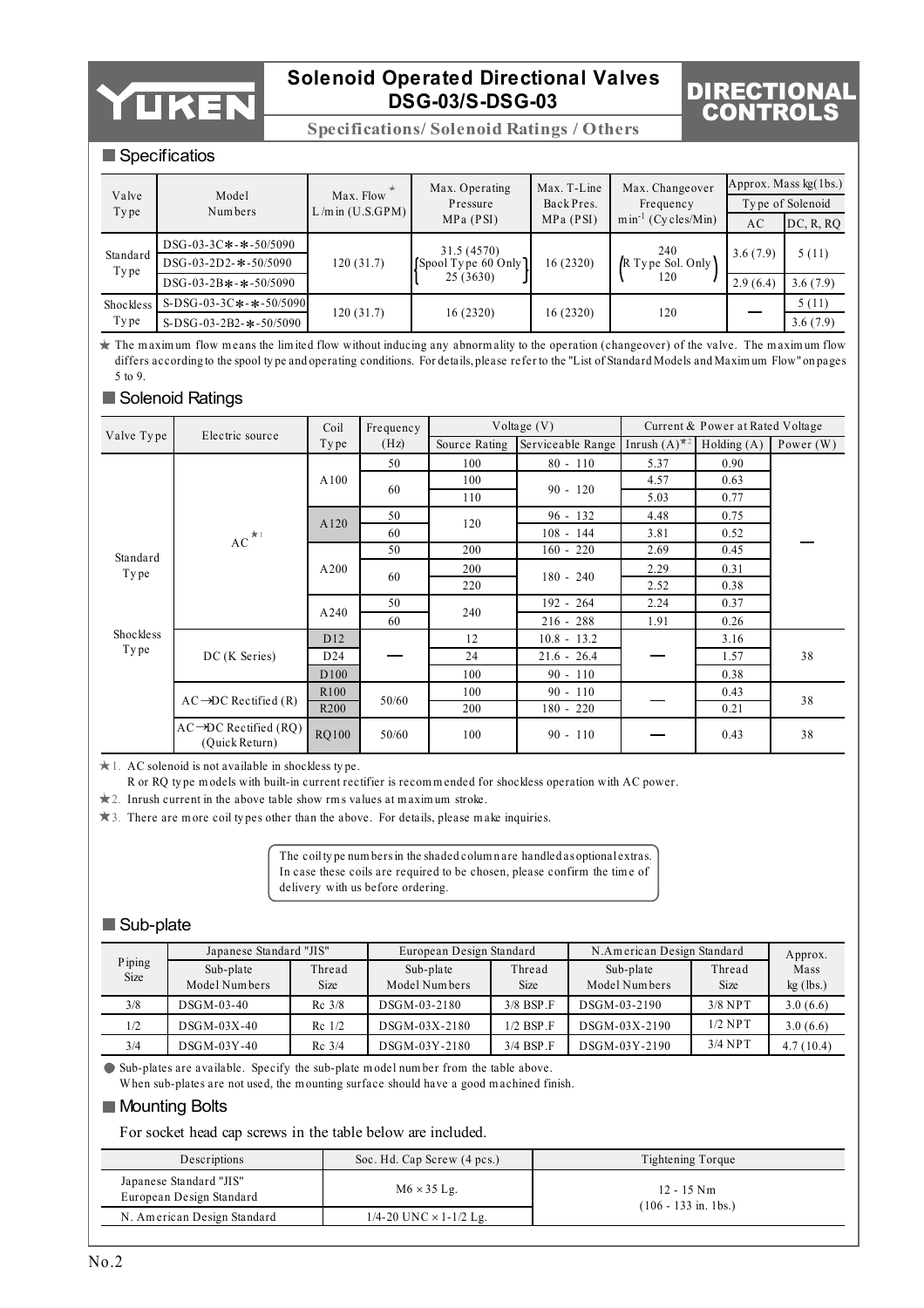# Solenoid Operated Directional Valves DSG-03/S-DSG-03

**DIRECTIONAL CONTROLS**

**Specifications/ Solenoid Ratings / Others**

## Specificatios

| Valve Type | Model Numbers | Max. Flow ★ L/min (U.S.GPM) | Max. Operating Pressure MPa (PSI) | Max. T-Line Back Pres. MPa (PSI) | Max. Changeover Frequency $min^{-1}$ (Cycles/Min) | Approx. Mass kg(1bs.) Type of Solenoid AC | DC, R, RQ |
|---|---|---|---|---|---|---|---|
| Standard Type | DSG-03-3C*-*-50/5090 | 120 (31.7) | 31.5 (4570) {Spool Type 60 Only 25 (3630)} | 16 (2320) | 240 (R Type Sol. Only 120) | 3.6 (7.9) | 5 (11) |
| | DSG-03-2D2-*-50/5090 | | | | | | |
| | DSG-03-2B*-*-50/5090 | | | | | 2.9 (6.4) | 3.6 (7.9) |
| Shockless Type | S-DSG-03-3C*-*-50/5090 | 120 (31.7) | 16 (2320) | 16 (2320) | 120 | — | 5 (11) |
| | S-DSG-03-2B2-*-50/5090 | | | | | | 3.6 (7.9) |

★ The maximum flow means the limited flow without inducing any abnormality to the operation (changeover) of the valve. The maximum flow differs according to the spool type and operating conditions. For details, please refer to the "List of Standard Models and Maximum Flow" on pages 5 to 9.

## Solenoid Ratings

| Valve Type | Electric source | Coil Type | Frequency (Hz) | Voltage (V) Source Rating | Serviceable Range | Current & Power at Rated Voltage Inrush (A)★2 | Holding (A) | Power (W) |
|---|---|---|---|---|---|---|---|---|
| Standard Type | AC★1 | A100 | 50 | 100 | 80 - 110 | 5.37 | 0.90 | — |
| | | | 60 | 100 | 90 - 120 | 4.57 | 0.63 | |
| | | | | 110 | | 5.03 | 0.77 | |
| | | A120 | 50 | 120 | 96 - 132 | 4.48 | 0.75 | |
| | | | 60 | | 108 - 144 | 3.81 | 0.52 | |
| | | A200 | 50 | 200 | 160 - 220 | 2.69 | 0.45 | |
| | | | 60 | 200 | 180 - 240 | 2.29 | 0.31 | |
| | | | | 220 | | 2.52 | 0.38 | |
| | | A240 | 50 | 240 | 192 - 264 | 2.24 | 0.37 | |
| | | | 60 | | 216 - 288 | 1.91 | 0.26 | |
| Shockless Type | DC (K Series) | D12 | — | 12 | 10.8 - 13.2 | — | 3.16 | 38 |
| | | D24 | | 24 | 21.6 - 26.4 | | 1.57 | |
| | | D100 | | 100 | 90 - 110 | | 0.38 | |
| | AC→DC Rectified (R) | R100 | 50/60 | 100 | 90 - 110 | — | 0.43 | 38 |
| | | R200 | | 200 | 180 - 220 | | 0.21 | |
| | AC→DC Rectified (RQ) (Quick Return) | RQ100 | 50/60 | 100 | 90 - 110 | — | 0.43 | 38 |

★1. AC solenoid is not available in shockless type.
R or RQ type models with built-in current rectifier is recommended for shockless operation with AC power.

★2. Inrush current in the above table show rms values at maximum stroke.

★3. There are more coil types other than the above. For details, please make inquiries.

> The coil type numbers in the shaded column are handled as optional extras. In case these coils are required to be chosen, please confirm the time of delivery with us before ordering.

## Sub-plate

| Piping Size | Japanese Standard "JIS" Sub-plate Model Numbers | Thread Size | European Design Standard Sub-plate Model Numbers | Thread Size | N.American Design Standard Sub-plate Model Numbers | Thread Size | Approx. Mass kg (lbs.) |
|---|---|---|---|---|---|---|---|
| 3/8 | DSGM-03-40 | Rc 3/8 | DSGM-03-2180 | 3/8 BSP.F | DSGM-03-2190 | 3/8 NPT | 3.0 (6.6) |
| 1/2 | DSGM-03X-40 | Rc 1/2 | DSGM-03X-2180 | 1/2 BSP.F | DSGM-03X-2190 | 1/2 NPT | 3.0 (6.6) |
| 3/4 | DSGM-03Y-40 | Rc 3/4 | DSGM-03Y-2180 | 3/4 BSP.F | DSGM-03Y-2190 | 3/4 NPT | 4.7 (10.4) |

● Sub-plates are available. Specify the sub-plate model number from the table above.
When sub-plates are not used, the mounting surface should have a good machined finish.

## Mounting Bolts

For socket head cap screws in the table below are included.

| Descriptions | Soc. Hd. Cap Screw (4 pcs.) | Tightening Torque |
|---|---|---|
| Japanese Standard "JIS" European Design Standard | M6 × 35 Lg. | 12 - 15 Nm (106 - 133 in. 1bs.) |
| N. American Design Standard | 1/4-20 UNC × 1-1/2 Lg. | |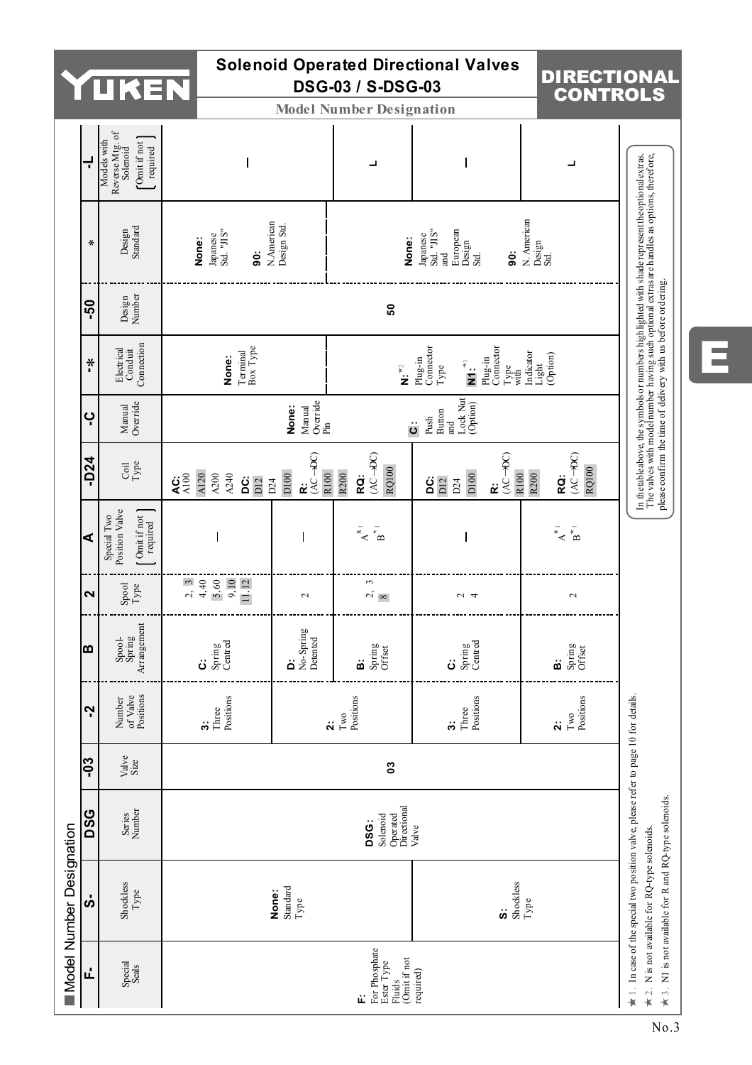# Solenoid Operated Directional Valves DSG-03 / S-DSG-03

## Model Number Designation

| F- | S- | DSG | -03 | -2 | B | 2 | A | -D24 | -C | -* | -50 | * | -L |
|---|---|---|---|---|---|---|---|---|---|---|---|---|---|
| Special Seals | Shockless Type | Series Number | Valve Size | Number of Valve Positions | Spool-Spring Arrangement | Spool Type | Special Two Position Valve (Omit if not required) | Coil Type | Manual Override | Electrical Conduit Connection | Design Number | Design Standard | Models with Reverse Mtg. of Solenoid (Omit if not required) |
| **F:** For Phosphate Ester Type Fluids (Omit if not required) | **None:** Standard Type | **DSG:** Solenoid Operated Directional Valve | 03 | **3:** Three Positions | **C:** Spring Centred | 2, 3 4, 40 5, 60 9, 10 11, 12 | — | **AC:** A100 A120 A200 A240 **DC:** D12 D24 D100 **R:** (AC→DC) R100 R200 **RQ:** (AC→DC) RQ100 | **None:** Manual Override Pin | **None:** Terminal Box Type | 50 | **None:** Japanese Std. "JIS" **90:** N.American Design Std. | — |
| | | | | **2:** Two Positions | **D:** No-Spring Detented | 2 | — | | | | | | |
| | | | | | **B:** Spring Offset | 2, 3 8 | A[*1] B[*1] | | | | | | L |
| | **S:** Shockless Type | | | **3:** Three Positions | **C:** Spring Centred | 2 4 | — | **DC:** D12 D24 D100 **R:** (AC→DC) R100 R200 **RQ:** (AC→DC) RQ100 | **C:** Push Button and Lock Nut (Option) | **N:**[*2] Plug-in Connector Type **N1:**[*3] Plug-in Connector Type with Indicator Light (Option) | | **None:** Japanese Std. "JIS" and European Design Std. **90:** N. American Design Std. | — |
| | | | | **2:** Two Positions | **B:** Spring Offset | 2 | A[*1] B[*1] | | | | | | L |

★ 1. In case of the special two position valve, please refer to page 10 for details.
★ 2. N is not available for RQ-type solenoids.
★ 3. N1 is not available for R and RQ-type solenoids.

In the table above, the symbols or numbers highlighted with shade represent the optional extras. The valves with model number having such optional extras are handled as options, therefore, please confirm the time of delivery with us before ordering.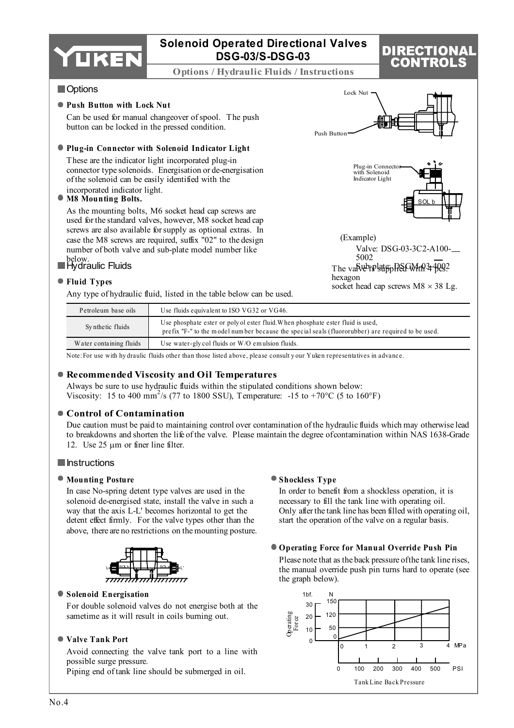# Solenoid Operated Directional Valves DSG-03/S-DSG-03

## Options / Hydraulic Fluids / Instructions

## Options

- **Push Button with Lock Nut**

Can be used for manual changeover of spool. The push button can be locked in the pressed condition.

Lock Nut

Push Button

- **Plug-in Connector with Solenoid Indicator Light**

These are the indicator light incorporated plug-in connector type solenoids. Energisation or de-energisation of the solenoid can be easily identified with the incorporated indicator light.

Plug-in Connector with Solenoid Indicator Light

SOL b

- **M8 Mounting Bolts.**

As the mounting bolts, M6 socket head cap screws are used for the standard valves, however, M8 socket head cap screws are also available for supply as optional extras. In case the M8 screws are required, suffix "02" to the design number of both valve and sub-plate model number like below.

(Example)

Valve: DSG-03-3C2-A100-5002

Sub-plate: DSGM-03-4002

The valve is supplied with 4 pcs. hexagon socket head cap screws M8 × 38 Lg.

## Hydraulic Fluids

- **Fluid Types**

Any type of hydraulic fluid, listed in the table below can be used.

| | |
|---|---|
| Petroleum base oils | Use fluids equivalent to ISO VG32 or VG46. |
| Synthetic fluids | Use phosphate ester or polyol ester fluid. When phosphate ester fluid is used, prefix "F-" to the model number because the special seals (fluororubber) are required to be used. |
| Water containing fluids | Use water-glycol fluids or W/O emulsion fluids. |

Note: For use with hydraulic fluids other than those listed above, please consult your Yuken representatives in advance.

- **Recommended Viscosity and Oil Temperatures**

Always be sure to use hydraulic fluids within the stipulated conditions shown below:
Viscosity: 15 to 400 $mm^2/s$ (77 to 1800 SSU), Temperature: -15 to +70°C (5 to 160°F)

- **Control of Contamination**

Due caution must be paid to maintaining control over contamination of the hydraulic fluids which may otherwise lead to breakdowns and shorten the life of the valve. Please maintain the degree of contamination within NAS 1638-Grade 12. Use 25 μm or finer line filter.

## Instructions

- **Mounting Posture**

In case No-spring detent type valves are used in the solenoid de-energised state, install the valve in such a way that the axis L-L' becomes horizontal to get the detent effect firmly. For the valve types other than the above, there are no restrictions on the mounting posture.

L SOL b SOL a L'

- **Solenoid Energisation**

For double solenoid valves do not energise both at the same time as it will result in coils burning out.

- **Valve Tank Port**

Avoid connecting the valve tank port to a line with possible surge pressure.
Piping end of tank line should be submerged in oil.

- **Shockless Type**

In order to benefit from a shockless operation, it is necessary to fill the tank line with operating oil. Only after the tank line has been filled with operating oil, start the operation of the valve on a regular basis.

- **Operating Force for Manual Override Push Pin**

Please note that as the back pressure of the tank line rises, the manual override push pin turns hard to operate (see the graph below).

Operating Force

lbf. 0 10 20 30

N 0 50 120 150

0 1 2 3 4 MPa

0 100 200 300 400 500 PSI

Tank Line Back Pressure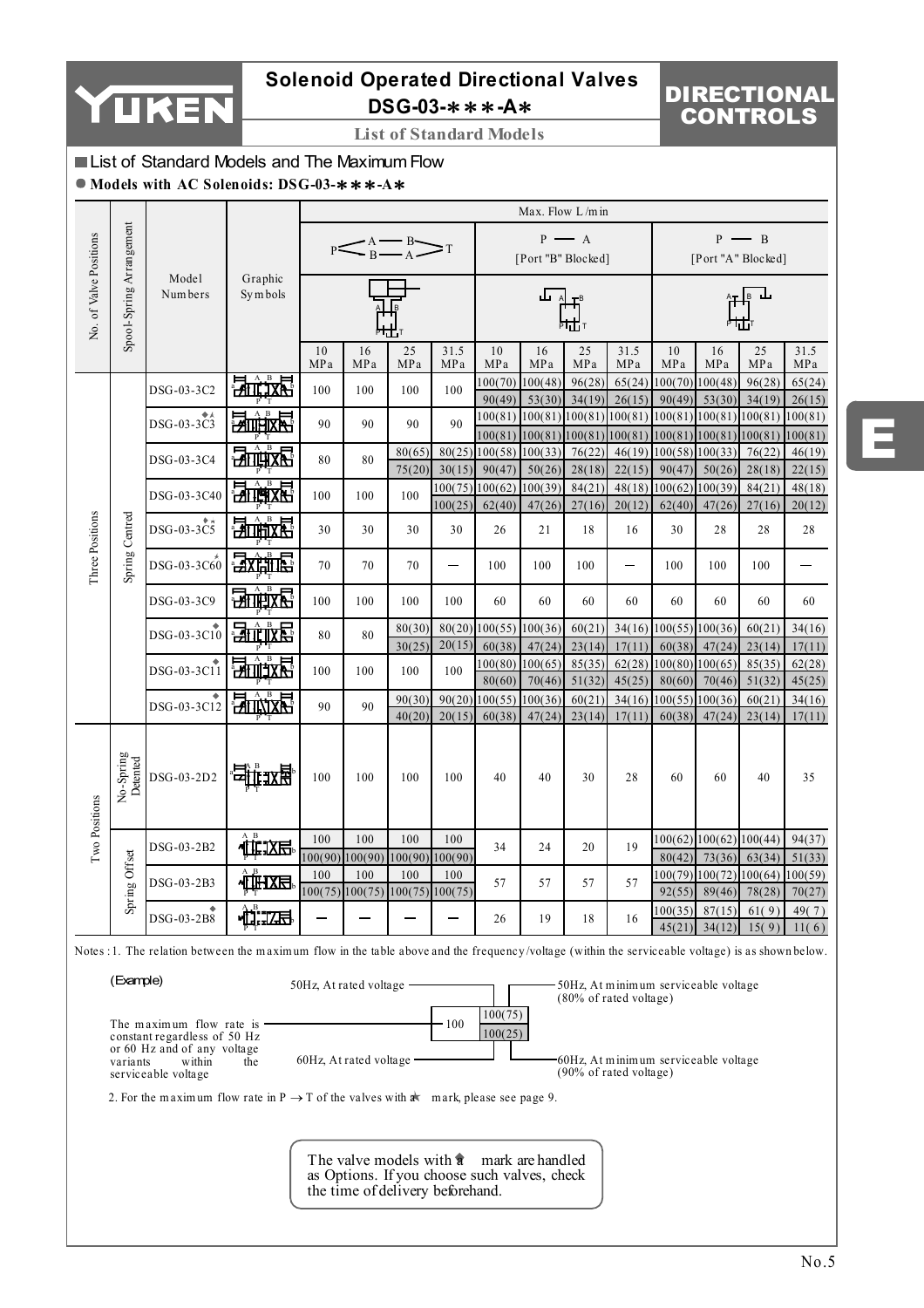# Solenoid Operated Directional Valves DSG-03-∗∗∗-A∗

**List of Standard Models**

## List of Standard Models and The Maximum Flow

● **Models with AC Solenoids: DSG-03-∗∗∗-A∗**

| No. of Valve Positions | Spool-Spring Arrangement | Model Numbers | Graphic Symbols | Max. Flow L/min P→A→B→T / P→B→A→T 10 MPa | 16 MPa | 25 MPa | 31.5 MPa | P → A [Port "B" Blocked] 10 MPa | 16 MPa | 25 MPa | 31.5 MPa | P → B [Port "A" Blocked] 10 MPa | 16 MPa | 25 MPa | 31.5 MPa |
|---|---|---|---|---|---|---|---|---|---|---|---|---|---|---|---|
| Three Positions | Spring Centred | DSG-03-3C2 | | 100 | 100 | 100 | 100 | 100(70) / 90(49) | 100(48) / 53(30) | 96(28) / 34(19) | 65(24) / 26(15) | 100(70) / 90(49) | 100(48) / 53(30) | 96(28) / 34(19) | 65(24) / 26(15) |
| | | DSG-03-3C3 ◆★ | | 90 | 90 | 90 | 90 | 100(81) / 100(81) | 100(81) / 100(81) | 100(81) / 100(81) | 100(81) / 100(81) | 100(81) / 100(81) | 100(81) / 100(81) | 100(81) / 100(81) | 100(81) / 100(81) |
| | | DSG-03-3C4 | | 80 | 80 | 80(65) / 75(20) | 80(25) / 30(15) | 100(58) / 90(47) | 100(33) / 50(26) | 76(22) / 28(18) | 46(19) / 22(15) | 100(58) / 90(47) | 100(33) / 50(26) | 76(22) / 28(18) | 46(19) / 22(15) |
| | | DSG-03-3C40 | | 100 | 100 | 100 | 100(75) / 100(25) | 100(62) / 62(40) | 100(39) / 47(26) | 84(21) / 27(16) | 48(18) / 20(12) | 100(62) / 62(40) | 100(39) / 47(26) | 84(21) / 27(16) | 48(18) / 20(12) |
| | | DSG-03-3C5 ◆★ | | 30 | 30 | 30 | 30 | 26 | 21 | 18 | 16 | 30 | 28 | 28 | 28 |
| | | DSG-03-3C60 ★ | | 70 | 70 | 70 | — | 100 | 100 | 100 | — | 100 | 100 | 100 | — |
| | | DSG-03-3C9 | | 100 | 100 | 100 | 100 | 60 | 60 | 60 | 60 | 60 | 60 | 60 | 60 |
| | | DSG-03-3C10 ◆ | | 80 | 80 | 80(30) / 30(25) | 80(20) / 20(15) | 100(55) / 60(38) | 100(36) / 47(24) | 60(21) / 23(14) | 34(16) / 17(11) | 100(55) / 60(38) | 100(36) / 47(24) | 60(21) / 23(14) | 34(16) / 17(11) |
| | | DSG-03-3C11 ◆ | | 100 | 100 | 100 | 100 | 100(80) / 80(60) | 100(65) / 70(46) | 85(35) / 51(32) | 62(28) / 45(25) | 100(80) / 80(60) | 100(65) / 70(46) | 85(35) / 51(32) | 62(28) / 45(25) |
| | | DSG-03-3C12 ◆ | | 90 | 90 | 90(30) / 40(20) | 90(20) / 20(15) | 100(55) / 60(38) | 100(36) / 47(24) | 60(21) / 23(14) | 34(16) / 17(11) | 100(55) / 60(38) | 100(36) / 47(24) | 60(21) / 23(14) | 34(16) / 17(11) |
| Two Positions | No-Spring Detented | DSG-03-2D2 | | 100 | 100 | 100 | 100 | 40 | 40 | 30 | 28 | 60 | 60 | 40 | 35 |
| | Spring Offset | DSG-03-2B2 | | 100 / 100(90) | 100 / 100(90) | 100 / 100(90) | 100 / 100(90) | 34 | 24 | 20 | 19 | 100(62) / 80(42) | 100(62) / 73(36) | 100(44) / 63(34) | 94(37) / 51(33) |
| | | DSG-03-2B3 | | 100 / 100(75) | 100 / 100(75) | 100 / 100(75) | 100 / 100(75) | 57 | 57 | 57 | 57 | 100(79) / 92(55) | 100(72) / 89(46) | 100(64) / 78(28) | 100(59) / 70(27) |
| | | DSG-03-2B8 ◆ | | — | — | — | — | 26 | 19 | 18 | 16 | 100(35) / 45(21) | 87(15) / 34(12) | 61(9) / 15(9) | 49(7) / 11(6) |

Notes : 1. The relation between the maximum flow in the table above and the frequency/voltage (within the serviceable voltage) is as shown below.

(Example)

- The maximum flow rate is constant regardless of 50 Hz or 60 Hz and of any voltage variants within the serviceable voltage → 100
- 50Hz, At rated voltage → 100(75) ; 50Hz, At minimum serviceable voltage (80% of rated voltage) → (75)
- 60Hz, At rated voltage → 100(25) ; 60Hz, At minimum serviceable voltage (90% of rated voltage) → (25)

2. For the maximum flow rate in P → T of the valves with a ★ mark, please see page 9.

The valve models with ◆ mark are handled as Options. If you choose such valves, check the time of delivery beforehand.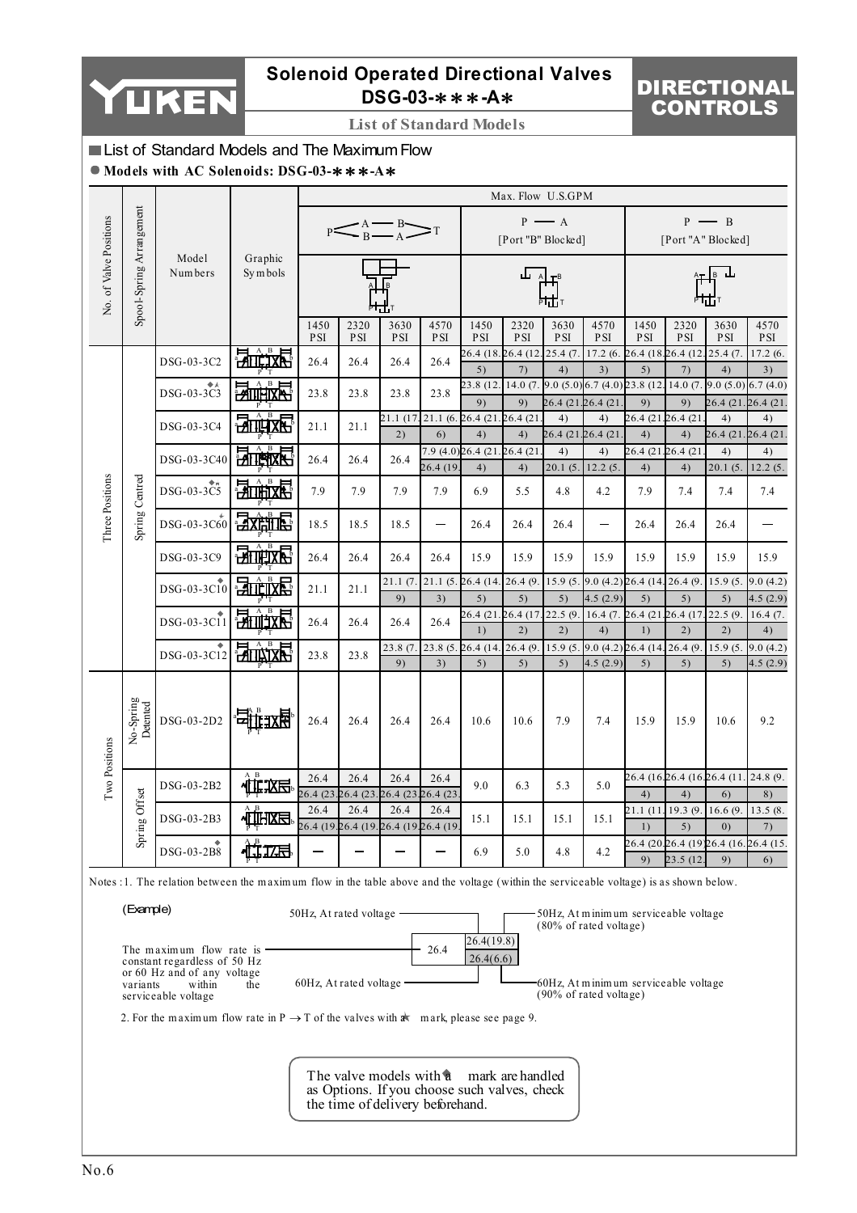# Solenoid Operated Directional Valves DSG-03-∗∗∗-A∗

**DIRECTIONAL CONTROLS**

List of Standard Models

## List of Standard Models and The Maximum Flow

● **Models with AC Solenoids: DSG-03-∗∗∗-A∗**

| No. of Valve Positions | Spool-Spring Arrangement | Model Numbers | Graphic Symbols | Max. Flow U.S.GPM | | | | | | | | | | | |
|---|---|---|---|---|---|---|---|---|---|---|---|---|---|---|---|
| | | | | P→A—B→T / P→B—A→T | | | | P — A [Port "B" Blocked] | | | | P — B [Port "A" Blocked] | | | |
| | | | | 1450 PSI | 2320 PSI | 3630 PSI | 4570 PSI | 1450 PSI | 2320 PSI | 3630 PSI | 4570 PSI | 1450 PSI | 2320 PSI | 3630 PSI | 4570 PSI |
| Three Positions | Spring Centred | DSG-03-3C2 | | 26.4 | 26.4 | 26.4 | 26.4 | 26.4 (18.5) | 26.4 (12.7) | 25.4 (7.4) | 17.2 (6.3) | 26.4 (18.5) | 26.4 (12.7) | 25.4 (7.4) | 17.2 (6.3) |
| | | DSG-03-3C3 ◆★ | | 23.8 | 23.8 | 23.8 | 23.8 | 23.8 (12.9) | 14.0 (7.9) | 9.0 (5.0) 26.4 (21.4) | 6.7 (4.0) 26.4 (21.4) | 23.8 (12.9) | 14.0 (7.9) | 9.0 (5.0) 26.4 (21.4) | 6.7 (4.0) 26.4 (21.4) |
| | | DSG-03-3C4 | | 21.1 | 21.1 | 21.1 (17.2) | 21.1 (6.6) | 26.4 (21.4) | 26.4 (21.4) | 4) 26.4 (21.4) | 4) 26.4 (21.4) | 26.4 (21.4) | 26.4 (21.4) | 4) 26.4 (21.4) | 4) 26.4 (21.4) |
| | | DSG-03-3C40 | | 26.4 | 26.4 | 26.4 | 7.9 (4.0) 26.4 (19. | 26.4 (21.4) | 26.4 (21.4) | 4) 20.1 (5. | 4) 12.2 (5. | 26.4 (21.4) | 26.4 (21.4) | 4) 20.1 (5. | 4) 12.2 (5. |
| | | DSG-03-3C5 ◆★ | | 7.9 | 7.9 | 7.9 | 7.9 | 6.9 | 5.5 | 4.8 | 4.2 | 7.9 | 7.4 | 7.4 | 7.4 |
| | | DSG-03-3C60 ★ | | 18.5 | 18.5 | 18.5 | — | 26.4 | 26.4 | 26.4 | — | 26.4 | 26.4 | 26.4 | — |
| | | DSG-03-3C9 | | 26.4 | 26.4 | 26.4 | 26.4 | 15.9 | 15.9 | 15.9 | 15.9 | 15.9 | 15.9 | 15.9 | 15.9 |
| | | DSG-03-3C10 ◆ | | 21.1 | 21.1 | 21.1 (7.9) | 21.1 (5.3) | 26.4 (14.5) | 26.4 (9.5) | 15.9 (5.5) | 9.0 (4.2) 4.5 (2.9) | 26.4 (14.5) | 26.4 (9.5) | 15.9 (5.5) | 9.0 (4.2) 4.5 (2.9) |
| | | DSG-03-3C11 ◆ | | 26.4 | 26.4 | 26.4 | 26.4 | 26.4 (21.1) | 26.4 (17.2) | 22.5 (9.2) | 16.4 (7.4) | 26.4 (21.1) | 26.4 (17.2) | 22.5 (9.2) | 16.4 (7.4) |
| | | DSG-03-3C12 ◆ | | 23.8 | 23.8 | 23.8 (7.9) | 23.8 (5.3) | 26.4 (14.5) | 26.4 (9.5) | 15.9 (5.5) | 9.0 (4.2) 4.5 (2.9) | 26.4 (14.5) | 26.4 (9.5) | 15.9 (5.5) | 9.0 (4.2) 4.5 (2.9) |
| Two Positions | No-Spring Detented | DSG-03-2D2 | | 26.4 | 26.4 | 26.4 | 26.4 | 10.6 | 10.6 | 7.9 | 7.4 | 15.9 | 15.9 | 10.6 | 9.2 |
| | Spring Offset | DSG-03-2B2 | | 26.4 26.4 (23. | 26.4 26.4 (23. | 26.4 26.4 (23. | 26.4 26.4 (23. | 9.0 | 6.3 | 5.3 | 5.0 | 26.4 (16.4) | 26.4 (16.4) | 26.4 (11.6) | 24.8 (9.8) |
| | | DSG-03-2B3 | | 26.4 26.4 (19. | 26.4 26.4 (19. | 26.4 26.4 (19. | 26.4 26.4 (19. | 15.1 | 15.1 | 15.1 | 15.1 | 21.1 (11.1) | 19.3 (9.5) | 16.6 (9.0) | 13.5 (8.7) |
| | | DSG-03-2B8 ◆ | | — | — | — | — | 6.9 | 5.0 | 4.8 | 4.2 | 26.4 (20.9) | 26.4 (19) 23.5 (12. | 26.4 (16.9) | 26.4 (15.6) |

Notes : 1. The relation between the maximum flow in the table above and the voltage (within the serviceable voltage) is as shown below.

(Example)

50Hz, At rated voltage

50Hz, At minimum serviceable voltage (80% of rated voltage)

The maximum flow rate is constant regardless of 50 Hz or 60 Hz and of any voltage variants within the serviceable voltage

26.4 | 26.4(19.8) | 26.4(6.6)

60Hz, At rated voltage

60Hz, At minimum serviceable voltage (90% of rated voltage)

2. For the maximum flow rate in P → T of the valves with a ★ mark, please see page 9.

The valve models with a ◆ mark are handled as Options. If you choose such valves, check the time of delivery beforehand.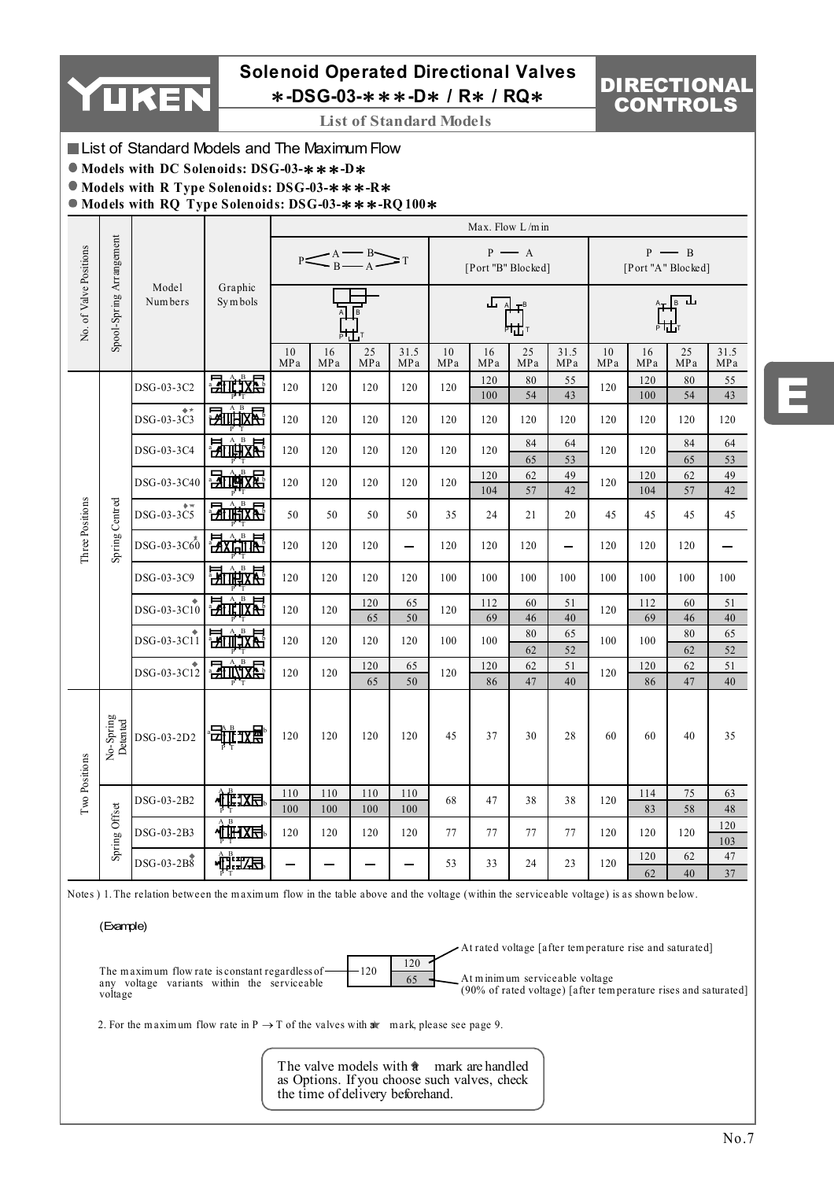# Solenoid Operated Directional Valves ∗-DSG-03-∗∗∗-D∗ / R∗ / RQ∗

**List of Standard Models**

DIRECTIONAL CONTROLS

## List of Standard Models and The Maximum Flow

- **Models with DC Solenoids: DSG-03-∗∗∗-D∗**
- **Models with R Type Solenoids: DSG-03-∗∗∗-R∗**
- **Models with RQ Type Solenoids: DSG-03-∗∗∗-RQ100∗**

| No. of Valve Positions | Spool-Spring Arrangement | Model Numbers | Graphic Symbols | Max. Flow L/min P→A—B→T / P→B—A→T | | | | P — A [Port "B" Blocked] | | | | P — B [Port "A" Blocked] | | | |
|---|---|---|---|---|---|---|---|---|---|---|---|---|---|---|---|
| | | | | 10 MPa | 16 MPa | 25 MPa | 31.5 MPa | 10 MPa | 16 MPa | 25 MPa | 31.5 MPa | 10 MPa | 16 MPa | 25 MPa | 31.5 MPa |
| Three Positions | Spring Centred | DSG-03-3C2 | | 120 | 120 | 120 | 120 | 120 | 120 / 100 | 80 / 54 | 55 / 43 | 120 | 120 / 100 | 80 / 54 | 55 / 43 |
| | | DSG-03-3C3 ◆★ | | 120 | 120 | 120 | 120 | 120 | 120 | 120 | 120 | 120 | 120 | 120 | 120 |
| | | DSG-03-3C4 | | 120 | 120 | 120 | 120 | 120 | 120 | 84 / 65 | 64 / 53 | 120 | 120 | 84 / 65 | 64 / 53 |
| | | DSG-03-3C40 | | 120 | 120 | 120 | 120 | 120 | 120 / 104 | 62 / 57 | 49 / 42 | 120 | 120 / 104 | 62 / 57 | 49 / 42 |
| | | DSG-03-3C5 ◆★ | | 50 | 50 | 50 | 50 | 35 | 24 | 21 | 20 | 45 | 45 | 45 | 45 |
| | | DSG-03-3C60 ★ | | 120 | 120 | 120 | — | 120 | 120 | 120 | — | 120 | 120 | 120 | — |
| | | DSG-03-3C9 | | 120 | 120 | 120 | 120 | 100 | 100 | 100 | 100 | 100 | 100 | 100 | 100 |
| | | DSG-03-3C10 ◆ | | 120 | 120 | 120 / 65 | 65 / 50 | 120 | 112 / 69 | 60 / 46 | 51 / 40 | 120 | 112 / 69 | 60 / 46 | 51 / 40 |
| | | DSG-03-3C11 ◆ | | 120 | 120 | 120 | 120 | 100 | 100 | 80 / 62 | 65 / 52 | 100 | 100 | 80 / 62 | 65 / 52 |
| | | DSG-03-3C12 ◆ | | 120 | 120 | 120 / 65 | 65 / 50 | 120 | 120 / 86 | 62 / 47 | 51 / 40 | 120 | 120 / 86 | 62 / 47 | 51 / 40 |
| Two Positions | No-Spring Detented | DSG-03-2D2 | | 120 | 120 | 120 | 120 | 45 | 37 | 30 | 28 | 60 | 60 | 40 | 35 |
| | Spring Offset | DSG-03-2B2 | | 110 / 100 | 110 / 100 | 110 / 100 | 110 / 100 | 68 | 47 | 38 | 38 | 120 | 114 / 83 | 75 / 58 | 63 / 48 |
| | | DSG-03-2B3 | | 120 | 120 | 120 | 120 | 77 | 77 | 77 | 77 | 120 | 120 | 120 | 120 / 103 |
| | | DSG-03-2B8 ◆ | | — | — | — | — | 53 | 33 | 24 | 23 | 120 | 120 / 62 | 62 / 40 | 47 / 37 |

Notes ) 1. The relation between the maximum flow in the table above and the voltage (within the serviceable voltage) is as shown below.

(Example)

The maximum flow rate is constant regardless of any voltage variants within the serviceable voltage — 120

120 — At rated voltage [after temperature rise and saturated]

65 — At minimum serviceable voltage (90% of rated voltage) [after temperature rises and saturated]

2. For the maximum flow rate in P → T of the valves with ★ mark, please see page 9.

The valve models with ◆ mark are handled as Options. If you choose such valves, check the time of delivery beforehand.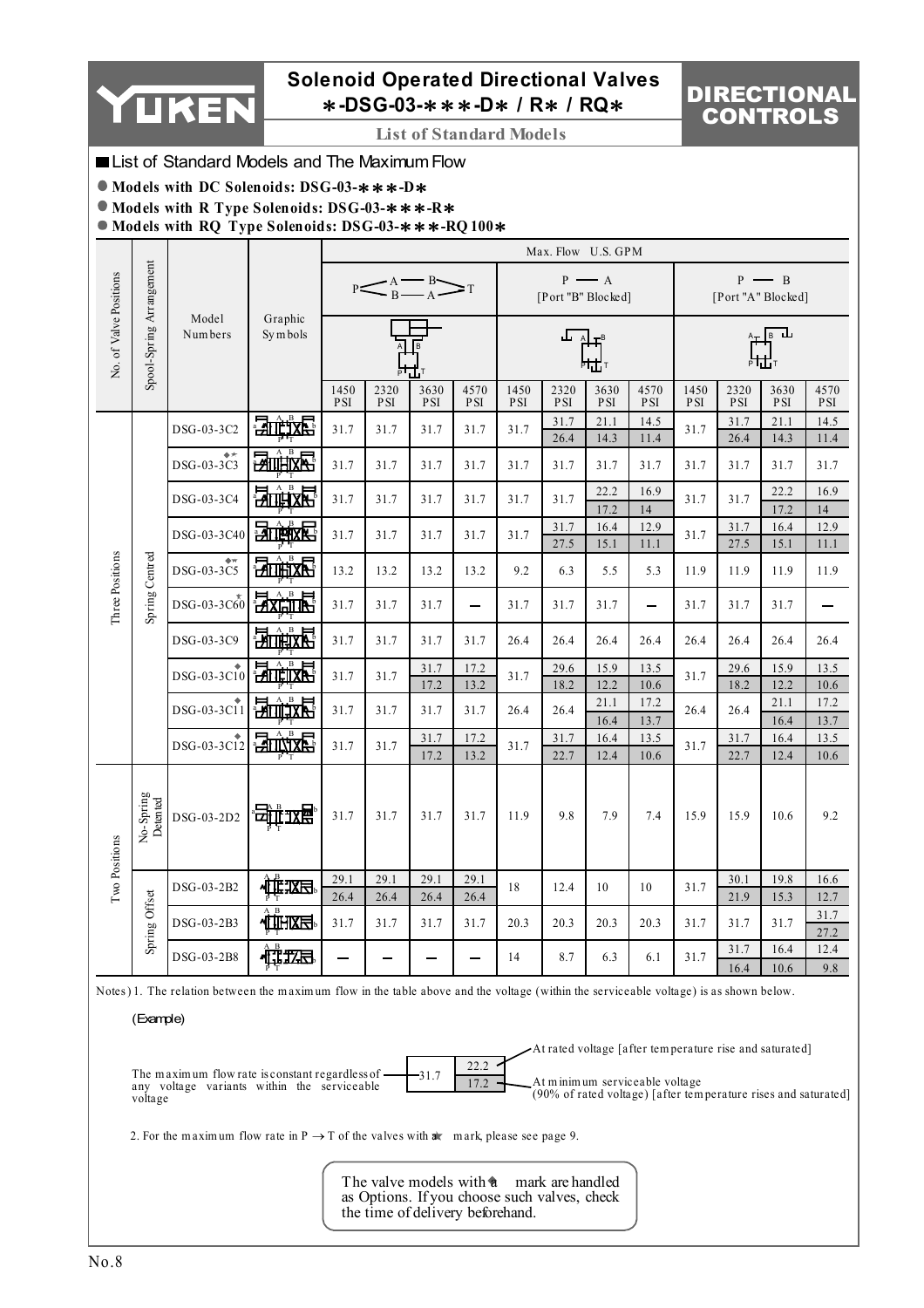# Solenoid Operated Directional Valves
## ∗-DSG-03-∗∗∗-D∗ / R∗ / RQ∗

DIRECTIONAL CONTROLS

List of Standard Models

## ■ List of Standard Models and The Maximum Flow

- **Models with DC Solenoids: DSG-03-∗∗∗-D∗**
- **Models with R Type Solenoids: DSG-03-∗∗∗-R∗**
- **Models with RQ Type Solenoids: DSG-03-∗∗∗-RQ100∗**

| No. of Valve Positions | Spool-Spring Arrangement | Model Numbers | Graphic Symbols | Max. Flow U.S. GPM P⇄A—B, B—A⇄T 1450 PSI | 2320 PSI | 3630 PSI | 4570 PSI | P — A [Port "B" Blocked] 1450 PSI | 2320 PSI | 3630 PSI | 4570 PSI | P — B [Port "A" Blocked] 1450 PSI | 2320 PSI | 3630 PSI | 4570 PSI |
|---|---|---|---|---|---|---|---|---|---|---|---|---|---|---|---|
| Three Positions | Spring Centred | DSG-03-3C2 | | 31.7 | 31.7 | 31.7 | 31.7 | 31.7 | 31.7 / 26.4 | 21.1 / 14.3 | 14.5 / 11.4 | 31.7 | 31.7 / 26.4 | 21.1 / 14.3 | 14.5 / 11.4 |
| | | DSG-03-3C3 ◆★ | | 31.7 | 31.7 | 31.7 | 31.7 | 31.7 | 31.7 | 31.7 | 31.7 | 31.7 | 31.7 | 31.7 | 31.7 |
| | | DSG-03-3C4 | | 31.7 | 31.7 | 31.7 | 31.7 | 31.7 | 31.7 | 22.2 / 17.2 | 16.9 / 14 | 31.7 | 31.7 | 22.2 / 17.2 | 16.9 / 14 |
| | | DSG-03-3C40 | | 31.7 | 31.7 | 31.7 | 31.7 | 31.7 | 31.7 / 27.5 | 16.4 / 15.1 | 12.9 / 11.1 | 31.7 | 31.7 / 27.5 | 16.4 / 15.1 | 12.9 / 11.1 |
| | | DSG-03-3C5 ◆★ | | 13.2 | 13.2 | 13.2 | 13.2 | 9.2 | 6.3 | 5.5 | 5.3 | 11.9 | 11.9 | 11.9 | 11.9 |
| | | DSG-03-3C60 ★ | | 31.7 | 31.7 | 31.7 | — | 31.7 | 31.7 | 31.7 | — | 31.7 | 31.7 | 31.7 | — |
| | | DSG-03-3C9 | | 31.7 | 31.7 | 31.7 | 31.7 | 26.4 | 26.4 | 26.4 | 26.4 | 26.4 | 26.4 | 26.4 | 26.4 |
| | | DSG-03-3C10 ◆ | | 31.7 | 31.7 | 31.7 / 17.2 | 17.2 / 13.2 | 31.7 | 29.6 / 18.2 | 15.9 / 12.2 | 13.5 / 10.6 | 31.7 | 29.6 / 18.2 | 15.9 / 12.2 | 13.5 / 10.6 |
| | | DSG-03-3C11 ◆ | | 31.7 | 31.7 | 31.7 | 31.7 | 26.4 | 26.4 | 21.1 / 16.4 | 17.2 / 13.7 | 26.4 | 26.4 | 21.1 / 16.4 | 17.2 / 13.7 |
| | | DSG-03-3C12 ◆ | | 31.7 | 31.7 | 31.7 / 17.2 | 17.2 / 13.2 | 31.7 | 31.7 / 22.7 | 16.4 / 12.4 | 13.5 / 10.6 | 31.7 | 31.7 / 22.7 | 16.4 / 12.4 | 13.5 / 10.6 |
| Two Positions | No-Spring Detented | DSG-03-2D2 | | 31.7 | 31.7 | 31.7 | 31.7 | 11.9 | 9.8 | 7.9 | 7.4 | 15.9 | 15.9 | 10.6 | 9.2 |
| | Spring Offset | DSG-03-2B2 | | 29.1 / 26.4 | 29.1 / 26.4 | 29.1 / 26.4 | 29.1 / 26.4 | 18 | 12.4 | 10 | 10 | 31.7 | 30.1 / 21.9 | 19.8 / 15.3 | 16.6 / 12.7 |
| | | DSG-03-2B3 | | 31.7 | 31.7 | 31.7 | 31.7 | 20.3 | 20.3 | 20.3 | 20.3 | 31.7 | 31.7 | 31.7 | 31.7 / 27.2 |
| | | DSG-03-2B8 | | — | — | — | — | 14 | 8.7 | 6.3 | 6.1 | 31.7 | 31.7 / 16.4 | 16.4 / 10.6 | 12.4 / 9.8 |

Notes) 1. The relation between the maximum flow in the table above and the voltage (within the serviceable voltage) is as shown below.

(Example)

The maximum flow rate is constant regardless of any voltage variants within the serviceable voltage — 31.7

22.2 — At rated voltage [after temperature rise and saturated]

17.2 — At minimum serviceable voltage (90% of rated voltage) [after temperature rises and saturated]

2. For the maximum flow rate in P → T of the valves with ★ mark, please see page 9.

The valve models with ◆ mark are handled as Options. If you choose such valves, check the time of delivery beforehand.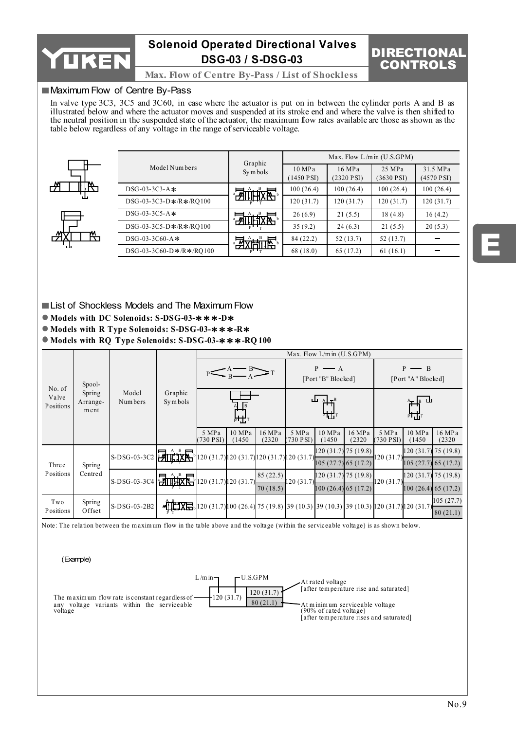## Maximum Flow of Centre By-Pass

In valve type 3C3, 3C5 and 3C60, in case where the actuator is put on in between the cylinder ports A and B as illustrated below and where the actuator moves and suspended at its stroke end and where the valve is then shifted to the neutral position in the suspended state of the actuator, the maximum flow rates available are those as shown as the table below regardless of any voltage in the range of serviceable voltage.

| Model Numbers | Graphic Symbols | Max. Flow L/min (U.S.GPM) | | | |
|---|---|---|---|---|---|
| | | 10 MPa (1450 PSI) | 16 MPa (2320 PSI) | 25 MPa (3630 PSI) | 31.5 MPa (4570 PSI) |
| DSG-03-3C3-A∗ | | 100 (26.4) | 100 (26.4) | 100 (26.4) | 100 (26.4) |
| DSG-03-3C3-D∗/R∗/RQ100 | | 120 (31.7) | 120 (31.7) | 120 (31.7) | 120 (31.7) |
| DSG-03-3C5-A∗ | | 26 (6.9) | 21 (5.5) | 18 (4.8) | 16 (4.2) |
| DSG-03-3C5-D∗/R∗/RQ100 | | 35 (9.2) | 24 (6.3) | 21 (5.5) | 20 (5.3) |
| DSG-03-3C60-A∗ | | 84 (22.2) | 52 (13.7) | 52 (13.7) | − |
| DSG-03-3C60-D∗/R∗/RQ100 | | 68 (18.0) | 65 (17.2) | 61 (16.1) | − |

## List of Shockless Models and The Maximum Flow

- **Models with DC Solenoids: S-DSG-03-∗∗∗-D∗**
- **Models with R Type Solenoids: S-DSG-03-∗∗∗-R∗**
- **Models with RQ Type Solenoids: S-DSG-03-∗∗∗-RQ100**

| No. of Valve Positions | Spool-Spring Arrangement | Model Numbers | Graphic Symbols | Max. Flow L/min (U.S.GPM) | | | | | | | | |
|---|---|---|---|---|---|---|---|---|---|---|---|---|
| | | | | P ⇄ A — B ⇄ T | | | P — A [Port "B" Blocked] | | | P — B [Port "A" Blocked] | | |
| | | | | 5 MPa (730 PSI) | 10 MPa (1450 | 16 MPa (2320 | 5 MPa (730 PSI) | 10 MPa (1450 | 16 MPa (2320 | 5 MPa (730 PSI) | 10 MPa (1450 | 16 MPa (2320 |
| Three Positions | Spring Centred | S-DSG-03-3C2 | | 120 (31.7) | 120 (31.7) | 120 (31.7) | 120 (31.7) | 120 (31.7) / 105 (27.7) | 75 (19.8) / 65 (17.2) | 120 (31.7) | 120 (31.7) / 105 (27.7) | 75 (19.8) / 65 (17.2) |
| | | S-DSG-03-3C4 | | 120 (31.7) | 120 (31.7) | 85 (22.5) / 70 (18.5) | 120 (31.7) | 120 (31.7) / 100 (26.4) | 75 (19.8) / 65 (17.2) | 120 (31.7) | 120 (31.7) / 100 (26.4) | 75 (19.8) / 65 (17.2) |
| Two Positions | Spring Offset | S-DSG-03-2B2 | | 120 (31.7) | 100 (26.4) | 75 (19.8) | 39 (10.3) | 39 (10.3) | 39 (10.3) | 120 (31.7) | 120 (31.7) | 105 (27.7) / 80 (21.1) |

Note: The relation between the maximum flow in the table above and the voltage (within the serviceable voltage) is as shown below.

(Example)

L/min — U.S.GPM

The maximum flow rate is constant regardless of any voltage variants within the serviceable voltage — 120 (31.7)

120 (31.7) — At rated voltage [after temperature rise and saturated]

80 (21.1) — At minimum serviceable voltage (90% of rated voltage) [after temperature rises and saturated]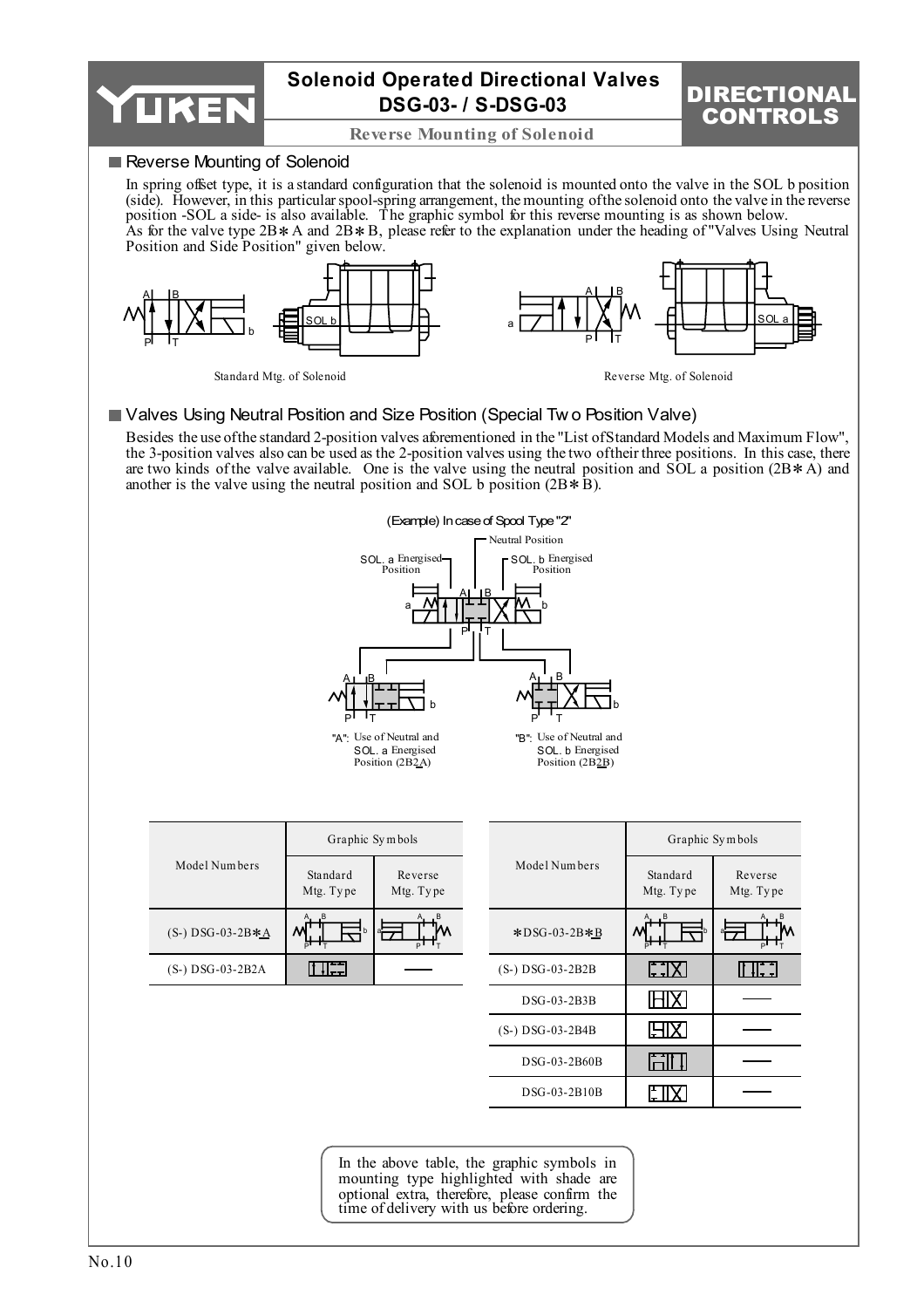## Reverse Mounting of Solenoid

In spring offset type, it is a standard configuration that the solenoid is mounted onto the valve in the SOL b position (side). However, in this particular spool-spring arrangement, the mounting of the solenoid onto the valve in the reverse position -SOL a side- is also available. The graphic symbol for this reverse mounting is as shown below.
As for the valve type 2B∗A and 2B∗B, please refer to the explanation under the heading of "Valves Using Neutral Position and Side Position" given below.

A B
P T
b
SOL b

Standard Mtg. of Solenoid

A B
P T
a
SOL a

Reverse Mtg. of Solenoid

## Valves Using Neutral Position and Size Position (Special Two Position Valve)

Besides the use of the standard 2-position valves aforementioned in the "List of Standard Models and Maximum Flow", the 3-position valves also can be used as the 2-position valves using the two of their three positions. In this case, there are two kinds of the valve available. One is the valve using the neutral position and SOL a position (2B∗A) and another is the valve using the neutral position and SOL b position (2B∗B).

(Example) In case of Spool Type "2"

Neutral Position
SOL. a Energised Position
SOL. b Energised Position
A B
a
b
P T

A B
b
P T
"A": Use of Neutral and SOL. a Energised Position (2B2A)

A B
b
P T
"B": Use of Neutral and SOL. b Energised Position (2B2B)

| Model Numbers | Graphic Symbols | |
|---|---|---|
| | Standard Mtg. Type | Reverse Mtg. Type |
| (S-) DSG-03-2B∗A | | |
| (S-) DSG-03-2B2A | | —— |

| Model Numbers | Graphic Symbols | |
|---|---|---|
| | Standard Mtg. Type | Reverse Mtg. Type |
| ∗DSG-03-2B∗B | | |
| (S-) DSG-03-2B2B | | |
| DSG-03-2B3B | | —— |
| (S-) DSG-03-2B4B | | —— |
| DSG-03-2B60B | | —— |
| DSG-03-2B10B | | —— |

In the above table, the graphic symbols in mounting type highlighted with shade are optional extra, therefore, please confirm the time of delivery with us before ordering.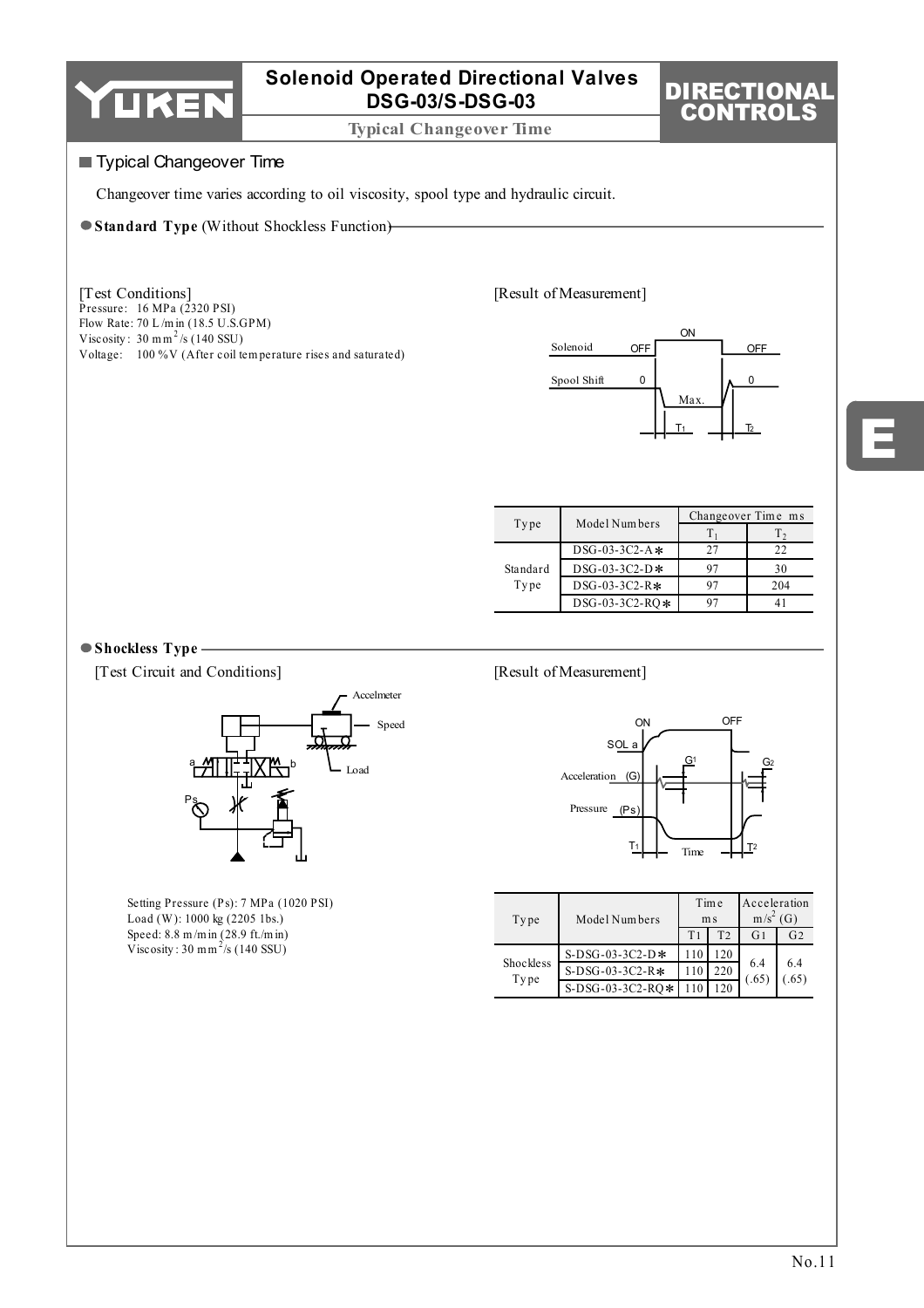## Typical Changeover Time

Changeover time varies according to oil viscosity, spool type and hydraulic circuit.

### ● Standard Type (Without Shockless Function)

[Test Conditions]

Pressure: 16 MPa (2320 PSI)
Flow Rate: 70 L/min (18.5 U.S.GPM)
Viscosity: 30 $mm^2/s$ (140 SSU)
Voltage: 100 %V (After coil temperature rises and saturated)

[Result of Measurement]

| Type | Model Numbers | Changeover Time ms | |
|---|---|---|---|
| | | $T_1$ | $T_2$ |
| Standard Type | DSG-03-3C2-A＊ | 27 | 22 |
| | DSG-03-3C2-D＊ | 97 | 30 |
| | DSG-03-3C2-R＊ | 97 | 204 |
| | DSG-03-3C2-RQ＊ | 97 | 41 |

### ● Shockless Type

[Test Circuit and Conditions]

Setting Pressure (Ps): 7 MPa (1020 PSI)
Load (W): 1000 kg (2205 lbs.)
Speed: 8.8 m/min (28.9 ft./min)
Viscosity: 30 $mm^2/s$ (140 SSU)

[Result of Measurement]

| Type | Model Numbers | Time ms | | Acceleration $m/s^2$ (G) | |
|---|---|---|---|---|---|
| | | T1 | T2 | G1 | G2 |
| Shockless Type | S-DSG-03-3C2-D＊ | 110 | 120 | 6.4 (.65) | 6.4 (.65) |
| | S-DSG-03-3C2-R＊ | 110 | 220 | | |
| | S-DSG-03-3C2-RQ＊ | 110 | 120 | | |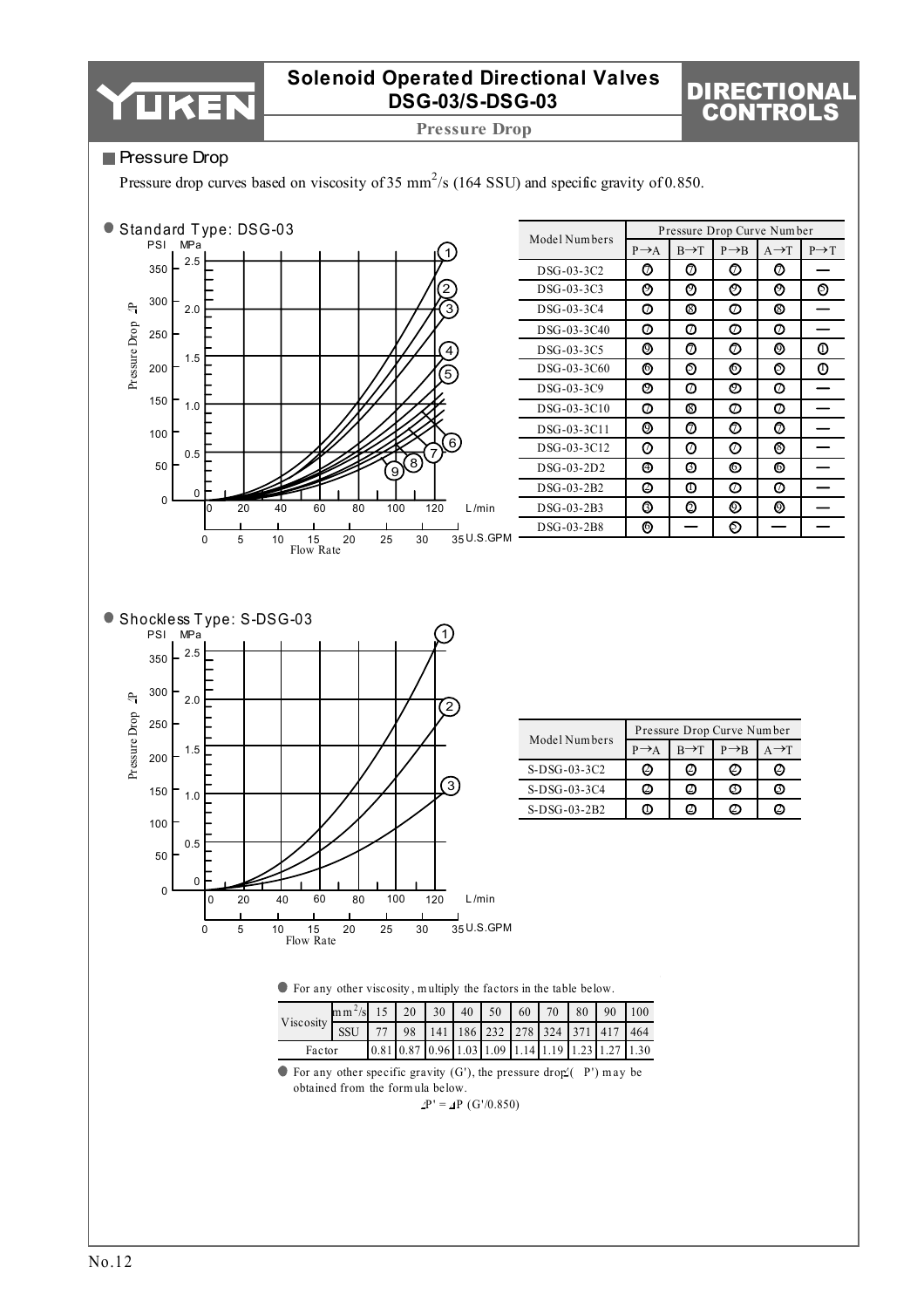## Pressure Drop

Pressure drop curves based on viscosity of 35 $mm^2/s$ (164 SSU) and specific gravity of 0.850.

● Standard Type: DSG-03

PSI MPa

Pressure Drop ⊿P

350 300 250 200 150 100 50 0

2.5 2.0 1.5 1.0 0.5 0

0 20 40 60 80 100 120 L/min

0 5 10 15 20 25 30 35 U.S.GPM

Flow Rate

1 2 3 4 5 6 7 8 9

| Model Numbers | Pressure Drop Curve Number | | | | |
|---|---|---|---|---|---|
| | P→A | B→T | P→B | A→T | P→T |
| DSG-03-3C2 | 7 | 7 | 7 | 7 | — |
| DSG-03-3C3 | 9 | 9 | 9 | 9 | 5 |
| DSG-03-3C4 | 7 | 8 | 7 | 8 | — |
| DSG-03-3C40 | 7 | 7 | 7 | 7 | — |
| DSG-03-3C5 | 9 | 7 | 7 | 9 | 1 |
| DSG-03-3C60 | 6 | 5 | 6 | 5 | 1 |
| DSG-03-3C9 | 9 | 7 | 9 | 7 | — |
| DSG-03-3C10 | 7 | 8 | 7 | 7 | — |
| DSG-03-3C11 | 9 | 7 | 7 | 7 | — |
| DSG-03-3C12 | 7 | 7 | 7 | 8 | — |
| DSG-03-2D2 | 4 | 3 | 6 | 6 | — |
| DSG-03-2B2 | 2 | 1 | 7 | 7 | — |
| DSG-03-2B3 | 3 | 2 | 9 | 9 | — |
| DSG-03-2B8 | 6 | — | 5 | — | — |

● Shockless Type: S-DSG-03

PSI MPa

Pressure Drop ⊿P

350 300 250 200 150 100 50 0

2.5 2.0 1.5 1.0 0.5 0

0 20 40 60 80 100 120 L/min

0 5 10 15 20 25 30 35 U.S.GPM

Flow Rate

1 2 3

| Model Numbers | Pressure Drop Curve Number | | | |
|---|---|---|---|---|
| | P→A | B→T | P→B | A→T |
| S-DSG-03-3C2 | 2 | 2 | 2 | 2 |
| S-DSG-03-3C4 | 2 | 2 | 3 | 3 |
| S-DSG-03-2B2 | 1 | 2 | 2 | 2 |

● For any other viscosity, multiply the factors in the table below.

| Viscosity | | | | | | | | | | | |
|---|---|---|---|---|---|---|---|---|---|---|---|
| Viscosity | $mm^2/s$ | 15 | 20 | 30 | 40 | 50 | 60 | 70 | 80 | 90 | 100 |
| | SSU | 77 | 98 | 141 | 186 | 232 | 278 | 324 | 371 | 417 | 464 |
| Factor | | 0.81 | 0.87 | 0.96 | 1.03 | 1.09 | 1.14 | 1.19 | 1.23 | 1.27 | 1.30 |

● For any other specific gravity (G'), the pressure drop (⊿P') may be obtained from the formula below.

$$\Delta P' = \Delta P \, (G'/0.850)$$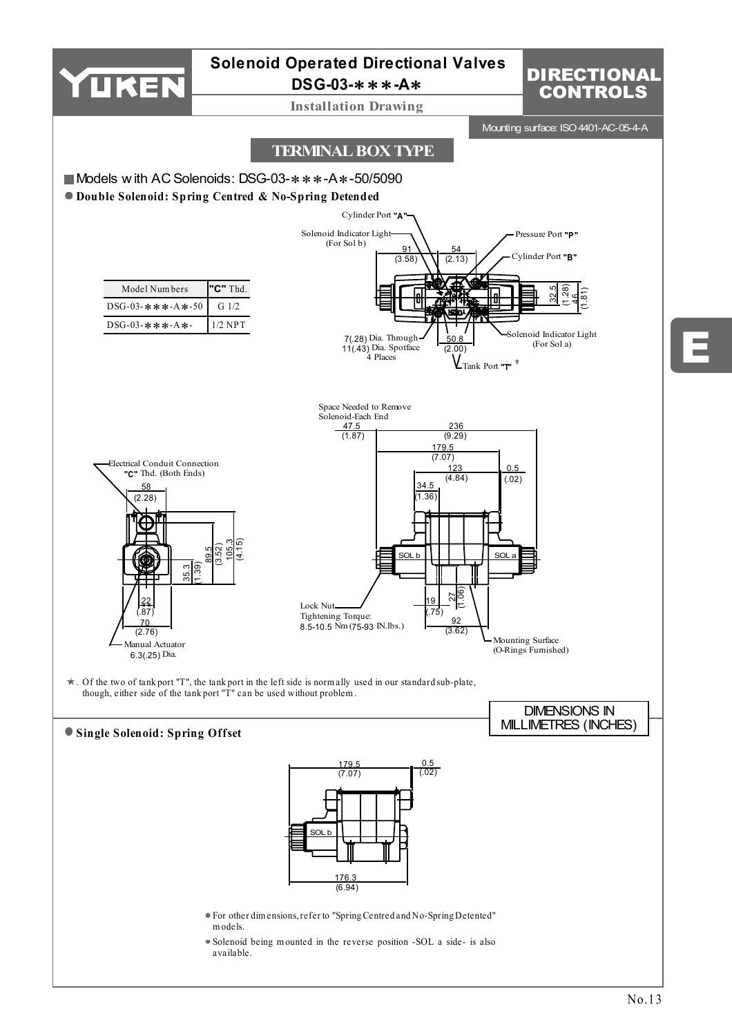# Solenoid Operated Directional Valves DSG-03-✻✻✻-A✻

**Installation Drawing**

DIRECTIONAL CONTROLS

Mounting surface: ISO 4401-AC-05-4-A

## TERMINAL BOX TYPE

### ■ Models with AC Solenoids: DSG-03-✻✻✻-A✻-50/5090

**● Double Solenoid: Spring Centred & No-Spring Detended**

| Model Numbers | "C" Thd. |
|---|---|
| DSG-03-✻✻✻-A✻-50 | G 1/2 |
| DSG-03-✻✻✻-A✻- | 1/2 NPT |

Cylinder Port "A"
Solenoid Indicator Light (For Sol b)
Pressure Port "P"
Cylinder Port "B"
91 (3.58)
54 (2.13)
32.5 (1.28)
46 (1.81)
7(.28) Dia. Through
11(.43) Dia. Spotface
4 Places
50.8 (2.00)
Solenoid Indicator Light (For Sol a)
Tank Port "T" ★

Electrical Conduit Connection "C" Thd. (Both Ends)
58 (2.28)
89.5 (3.52)
105.3 (4.15)
35.3 (1.39)
22 (.87)
70 (2.76)
Manual Actuator 6.3(.25) Dia.

Space Needed to Remove Solenoid-Each End
47.5 (1.87)
236 (9.29)
179.5 (7.07)
123 (4.84)
0.5 (.02)
34.5 (1.36)
SOL b
SOL a
Lock Nut Tightening Torque: 8.5-10.5 Nm (75-93 IN.lbs.)
19 (.75)
27 (1.06)
92 (3.62)
Mounting Surface (O-Rings Furnished)

★. Of the two of tank port "T", the tank port in the left side is normally used in our standard sub-plate, though, either side of the tank port "T" can be used without problem.

DIMENSIONS IN MILLIMETRES (INCHES)

**● Single Solenoid: Spring Offset**

179.5 (7.07)
0.5 (.02)
SOL b
176.3 (6.94)

- For other dimensions, refer to "Spring Centred and No-Spring Detented" models.
- Solenoid being mounted in the reverse position -SOL a side- is also available.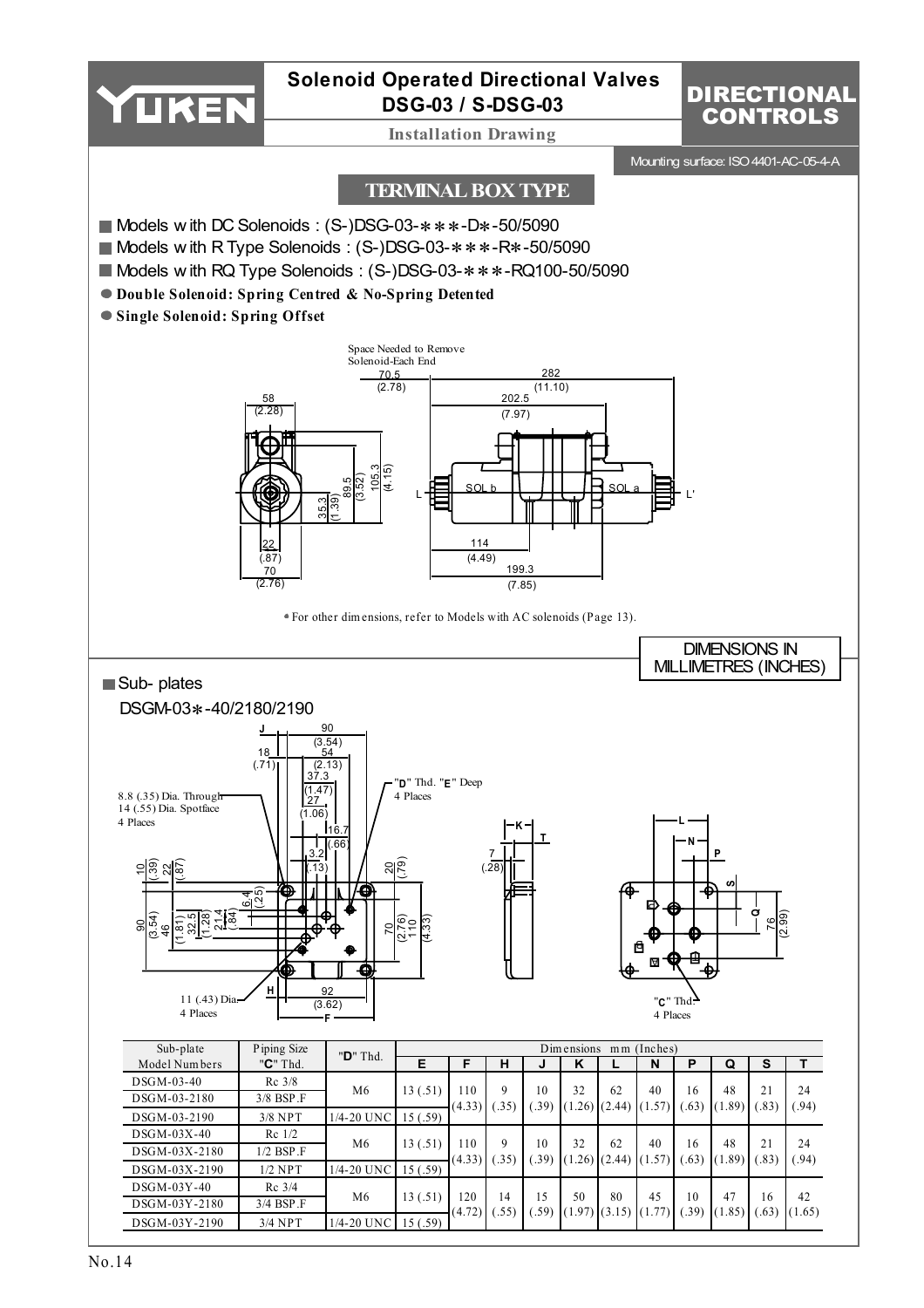# Solenoid Operated Directional Valves DSG-03 / S-DSG-03

**DIRECTIONAL CONTROLS**

**Installation Drawing**

Mounting surface: ISO 4401-AC-05-4-A

## TERMINAL BOX TYPE

- Models with DC Solenoids : (S-)DSG-03-∗∗∗-D∗-50/5090
- Models with R Type Solenoids : (S-)DSG-03-∗∗∗-R∗-50/5090
- Models with RQ Type Solenoids : (S-)DSG-03-∗∗∗-RQ100-50/5090

- **Double Solenoid: Spring Centred & No-Spring Detented**
- **Single Solenoid: Spring Offset**

Space Needed to Remove Solenoid-Each End

70.5 (2.78)
282 (11.10)
202.5 (7.97)
58 (2.28)
105.3 (4.15)
89.5 (3.52)
35.3 (1.39)
22 (.87)
70 (2.76)
L
SOL b
SOL a
L'
114 (4.49)
199.3 (7.85)

• For other dimensions, refer to Models with AC solenoids (Page 13).

DIMENSIONS IN MILLIMETRES (INCHES)

## Sub- plates

DSGM-03∗-40/2180/2190

J
90 (3.54)
18 (.71)
54 (2.13)
37.3 (1.47)
27 (1.06)
16.7 (.66)
3.2 (.13)
8.8 (.35) Dia. Through
14 (.55) Dia. Spotface
4 Places
"D" Thd. "E" Deep
4 Places
10 (.39)
22 (.87)
20 (.79)
6.4 (.25)
90 (3.54)
46 (1.81)
32.5 (1.28)
21.4 (.84)
70 (2.76)
110 (4.33)
H
92 (3.62)
F
11 (.43) Dia.
4 Places
K
T
7 (.28)
L
N
P
S
Q
76 (2.99)
"C" Thd.
4 Places

| Sub-plate Model Numbers | Piping Size "C" Thd. | "D" Thd. | Dimensions mm (Inches) | | | | | | | | | | |
|---|---|---|---|---|---|---|---|---|---|---|---|---|---|
| | | | E | F | H | J | K | L | N | P | Q | S | T |
| DSGM-03-40 | Rc 3/8 | M6 | 13 (.51) | 110 (4.33) | 9 (.35) | 10 (.39) | 32 (1.26) | 62 (2.44) | 40 (1.57) | 16 (.63) | 48 (1.89) | 21 (.83) | 24 (.94) |
| DSGM-03-2180 | 3/8 BSP.F | M6 | 13 (.51) | 110 (4.33) | 9 (.35) | 10 (.39) | 32 (1.26) | 62 (2.44) | 40 (1.57) | 16 (.63) | 48 (1.89) | 21 (.83) | 24 (.94) |
| DSGM-03-2190 | 3/8 NPT | 1/4-20 UNC | 15 (.59) | 110 (4.33) | 9 (.35) | 10 (.39) | 32 (1.26) | 62 (2.44) | 40 (1.57) | 16 (.63) | 48 (1.89) | 21 (.83) | 24 (.94) |
| DSGM-03X-40 | Rc 1/2 | M6 | 13 (.51) | 110 (4.33) | 9 (.35) | 10 (.39) | 32 (1.26) | 62 (2.44) | 40 (1.57) | 16 (.63) | 48 (1.89) | 21 (.83) | 24 (.94) |
| DSGM-03X-2180 | 1/2 BSP.F | M6 | 13 (.51) | 110 (4.33) | 9 (.35) | 10 (.39) | 32 (1.26) | 62 (2.44) | 40 (1.57) | 16 (.63) | 48 (1.89) | 21 (.83) | 24 (.94) |
| DSGM-03X-2190 | 1/2 NPT | 1/4-20 UNC | 15 (.59) | 110 (4.33) | 9 (.35) | 10 (.39) | 32 (1.26) | 62 (2.44) | 40 (1.57) | 16 (.63) | 48 (1.89) | 21 (.83) | 24 (.94) |
| DSGM-03Y-40 | Rc 3/4 | M6 | 13 (.51) | 120 (4.72) | 14 (.55) | 15 (.59) | 50 (1.97) | 80 (3.15) | 45 (1.77) | 10 (.39) | 47 (1.85) | 16 (.63) | 42 (1.65) |
| DSGM-03Y-2180 | 3/4 BSP.F | M6 | 13 (.51) | 120 (4.72) | 14 (.55) | 15 (.59) | 50 (1.97) | 80 (3.15) | 45 (1.77) | 10 (.39) | 47 (1.85) | 16 (.63) | 42 (1.65) |
| DSGM-03Y-2190 | 3/4 NPT | 1/4-20 UNC | 15 (.59) | 120 (4.72) | 14 (.55) | 15 (.59) | 50 (1.97) | 80 (3.15) | 45 (1.77) | 10 (.39) | 47 (1.85) | 16 (.63) | 42 (1.65) |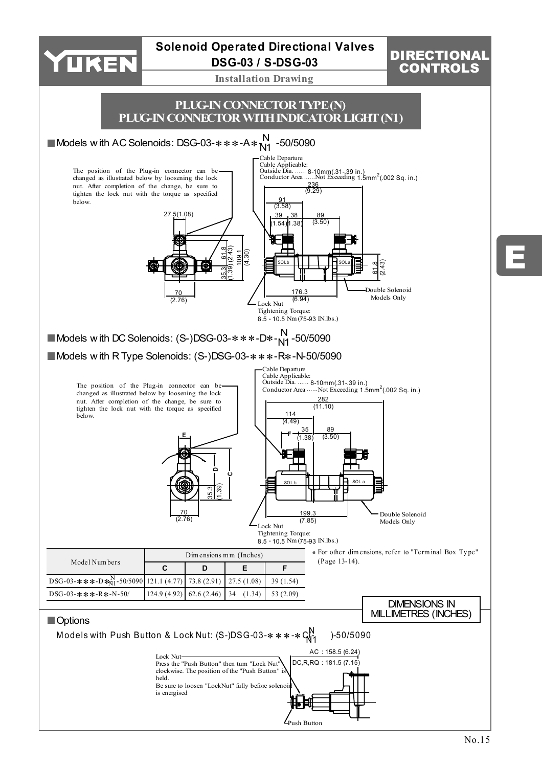# Solenoid Operated Directional Valves DSG-03 / S-DSG-03

**Installation Drawing**

## PLUG-IN CONNECTOR TYPE (N)
## PLUG-IN CONNECTOR WITH INDICATOR LIGHT (N1)

### Models with AC Solenoids: DSG-03-∗∗∗-A∗N/N1-50/5090

The position of the Plug-in connector can be changed as illustrated below by loosening the lock nut. After completion of the change, be sure to tighten the lock nut with the torque as specified below.

Cable Departure
Cable Applicable:
Outside Dia. ...... 8-10mm(.31-.39 in.)
Conductor Area ......Not Exceeding 1.5mm$^2$(.002 Sq. in.)

27.5(1.08)
61.8 (2.43)
109.1 (4.30)
35.3 (1.39)
70 (2.76)
236 (9.29)
91 (3.58)
39 (1.54)
38 (1.38)
89 (3.50)
SOL b
SOL a
61.8 (2.43)
176.3 (6.94)

Lock Nut
Tightening Torque:
8.5 - 10.5 Nm (75-93 IN.lbs.)

Double Solenoid Models Only

### Models with DC Solenoids: (S-)DSG-03-∗∗∗-D∗-N/N1-50/5090
### Models with R Type Solenoids: (S-)DSG-03-∗∗∗-R∗-N-50/5090

The position of the Plug-in connector can be changed as illustrated below by loosening the lock nut. After completion of the change, be sure to tighten the lock nut with the torque as specified below.

Cable Departure
Cable Applicable:
Outside Dia. ...... 8-10mm(.31-.39 in.)
Conductor Area ......Not Exceeding 1.5mm$^2$(.002 Sq. in.)

E
D
C
35.3 (1.39)
70 (2.76)
282 (11.10)
114 (4.49)
F
35 (1.38)
89 (3.50)
SOL b
SOL a
199.3 (7.85)

Lock Nut
Tightening Torque:
8.5 - 10.5 Nm (75-93 IN.lbs.)

Double Solenoid Models Only

| Model Numbers | Dimensions mm (Inches) | | | |
|---|---|---|---|---|
| | C | D | E | F |
| DSG-03-∗∗∗-D∗N/N1-50/5090 | 121.1 (4.77) | 73.8 (2.91) | 27.5 (1.08) | 39 (1.54) |
| DSG-03-∗∗∗-R∗-N-50/ | 124.9 (4.92) | 62.6 (2.46) | 34 (1.34) | 53 (2.09) |

- For other dimensions, refer to "Terminal Box Type" (Page 13-14).

DIMENSIONS IN MILLIMETRES (INCHES)

### Options

Models with Push Button & Lock Nut: (S-)DSG-03-∗∗∗-∗C(-N/N1)-50/5090

AC : 158.5 (6.24)
DC,R,RQ : 181.5 (7.15)

Lock Nut
Press the "Push Button" then turn "Lock Nut" clockwise. The position of the "Push Button" is held.
Be sure to loosen "LockNut" fully before solenoid is energised

Push Button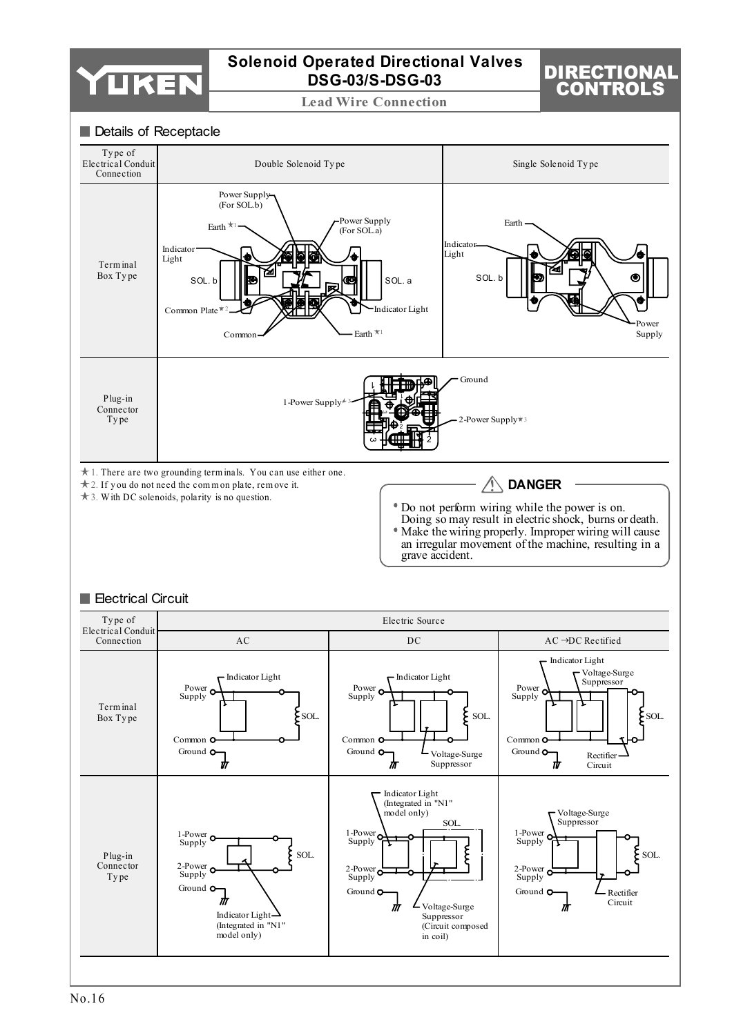# Solenoid Operated Directional Valves DSG-03/S-DSG-03

**Lead Wire Connection**

## Details of Receptacle

| Type of Electrical Conduit Connection | Double Solenoid Type | Single Solenoid Type |
|---|---|---|
| Terminal Box Type | Power Supply (For SOL.b)<br>Earth ★1<br>Power Supply (For SOL.a)<br>Indicator Light<br>SOL. b<br>SOL. a<br>Common Plate★2<br>Indicator Light<br>Common<br>Earth ★1 | Earth<br>Indicator Light<br>SOL. b<br>Power Supply |
| Plug-in Connector Type | 1-Power Supply★3<br>Ground<br>2-Power Supply★3 | |

★1. There are two grounding terminals. You can use either one.
★2. If you do not need the common plate, remove it.
★3. With DC solenoids, polarity is no question.

⚠ **DANGER**

- Do not perform wiring while the power is on. Doing so may result in electric shock, burns or death.
- Make the wiring properly. Improper wiring will cause an irregular movement of the machine, resulting in a grave accident.

## Electrical Circuit

| Type of Electrical Conduit Connection | Electric Source | | |
|---|---|---|---|
| | AC | DC | AC →DC Rectified |
| Terminal Box Type | Power Supply<br>Indicator Light<br>SOL.<br>Common<br>Ground | Power Supply<br>Indicator Light<br>SOL.<br>Common<br>Ground<br>Voltage-Surge Suppressor | Indicator Light<br>Voltage-Surge Suppressor<br>Power Supply<br>SOL.<br>Common<br>Ground<br>Rectifier Circuit |
| Plug-in Connector Type | 1-Power Supply<br>SOL.<br>2-Power Supply<br>Ground<br>Indicator Light (Integrated in "N1" model only) | Indicator Light (Integrated in "N1" model only)<br>SOL.<br>1-Power Supply<br>2-Power Supply<br>Ground<br>Voltage-Surge Suppressor (Circuit composed in coil) | Voltage-Surge Suppressor<br>1-Power Supply<br>SOL.<br>2-Power Supply<br>Ground<br>Rectifier Circuit |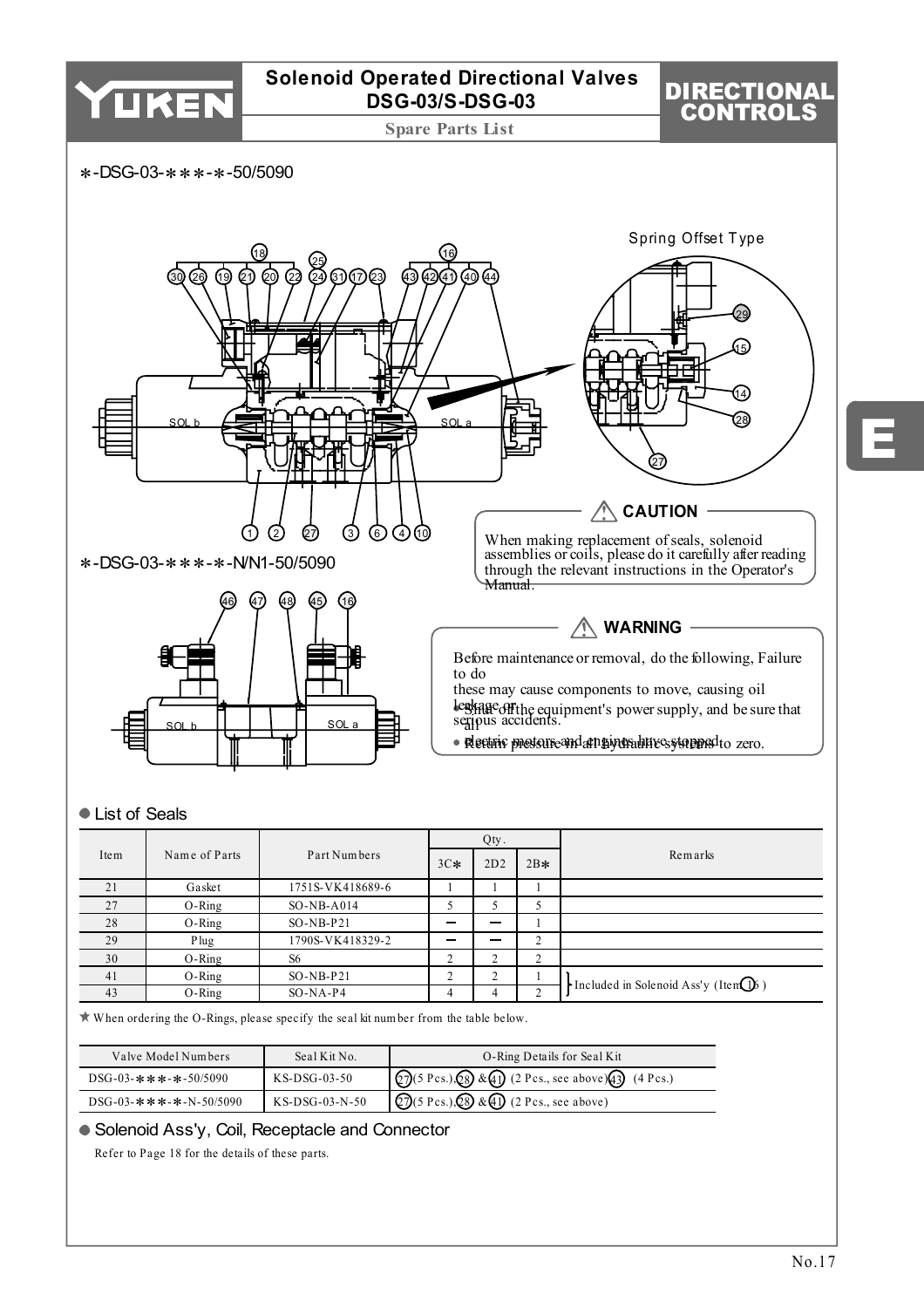# Solenoid Operated Directional Valves DSG-03/S-DSG-03

## Spare Parts List

*-DSG-03-***-*-50/5090

Spring Offset Type

*-DSG-03-***-*-N/N1-50/5090

### ⚠ CAUTION

When making replacement of seals, solenoid assemblies or coils, please do it carefully after reading through the relevant instructions in the Operator's Manual.

### ⚠ WARNING

Before maintenance or removal, do the following, Failure to do these may cause components to move, causing oil leakage or serious accidents.

- Shut off the equipment's power supply, and be sure that all electric motors and engines have stopped.
- Return pressure in all hydraulic systems to zero.

### ● List of Seals

| Item | Name of Parts | Part Numbers | Qty. | | | Remarks |
|---|---|---|---|---|---|---|
| | | | 3C* | 2D2 | 2B* | |
| 21 | Gasket | 1751S-VK418689-6 | 1 | 1 | 1 | |
| 27 | O-Ring | SO-NB-A014 | 5 | 5 | 5 | |
| 28 | O-Ring | SO-NB-P21 | – | – | 1 | |
| 29 | Plug | 1790S-VK418329-2 | – | – | 2 | |
| 30 | O-Ring | S6 | 2 | 2 | 2 | |
| 41 | O-Ring | SO-NB-P21 | 2 | 2 | 1 | Included in Solenoid Ass'y (Item 16) |
| 43 | O-Ring | SO-NA-P4 | 4 | 4 | 2 | Included in Solenoid Ass'y (Item 16) |

★ When ordering the O-Rings, please specify the seal kit number from the table below.

| Valve Model Numbers | Seal Kit No. | O-Ring Details for Seal Kit |
|---|---|---|
| DSG-03-***-*-50/5090 | KS-DSG-03-50 | 27 (5 Pcs.), 28 & 41 (2 Pcs., see above), 43 (4 Pcs.) |
| DSG-03-***-*-N-50/5090 | KS-DSG-03-N-50 | 27 (5 Pcs.), 28 & 41 (2 Pcs., see above) |

### ● Solenoid Ass'y, Coil, Receptacle and Connector

Refer to Page 18 for the details of these parts.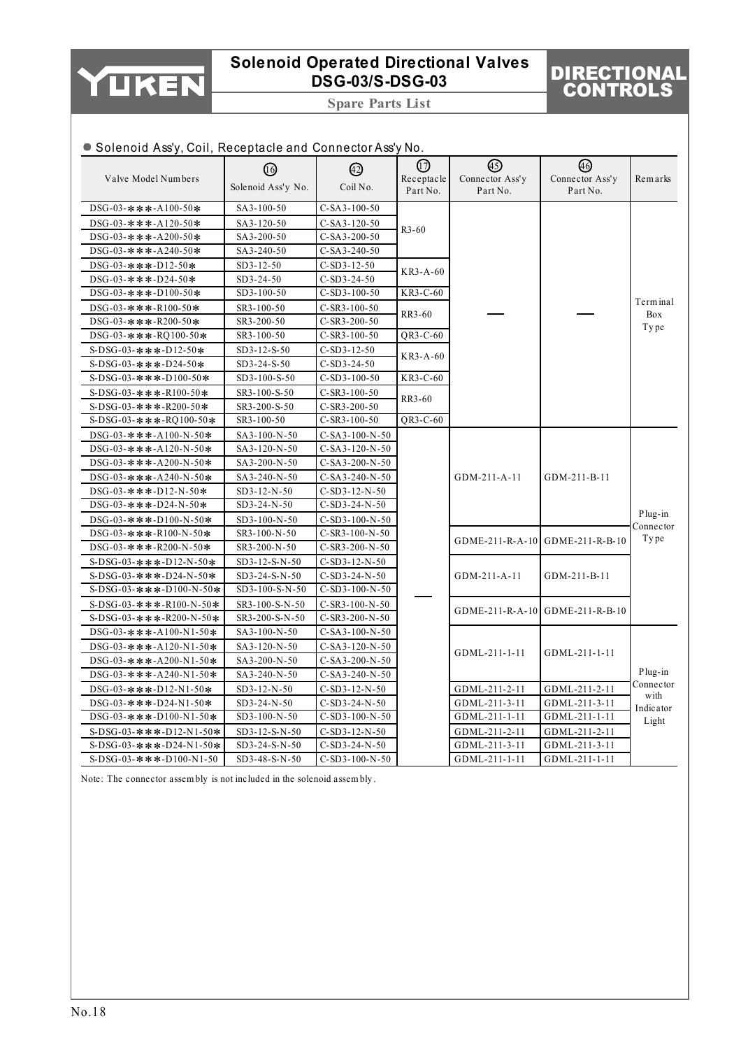# Solenoid Operated Directional Valves DSG-03/S-DSG-03

**DIRECTIONAL CONTROLS**

**Spare Parts List**

● Solenoid Ass'y, Coil, Receptacle and Connector Ass'y No.

| Valve Model Numbers | ⑯ Solenoid Ass'y No. | ㊷ Coil No. | ⑰ Receptacle Part No. | ㊺ Connector Ass'y Part No. | ㊻ Connector Ass'y Part No. | Remarks |
|---|---|---|---|---|---|---|
| DSG-03-✻✻✻-A100-50✻ | SA3-100-50 | C-SA3-100-50 | R3-60 | — | — | Terminal Box Type |
| DSG-03-✻✻✻-A120-50✻ | SA3-120-50 | C-SA3-120-50 | R3-60 | — | — | Terminal Box Type |
| DSG-03-✻✻✻-A200-50✻ | SA3-200-50 | C-SA3-200-50 | R3-60 | — | — | Terminal Box Type |
| DSG-03-✻✻✻-A240-50✻ | SA3-240-50 | C-SA3-240-50 | R3-60 | — | — | Terminal Box Type |
| DSG-03-✻✻✻-D12-50✻ | SD3-12-50 | C-SD3-12-50 | KR3-A-60 | — | — | Terminal Box Type |
| DSG-03-✻✻✻-D24-50✻ | SD3-24-50 | C-SD3-24-50 | KR3-A-60 | — | — | Terminal Box Type |
| DSG-03-✻✻✻-D100-50✻ | SD3-100-50 | C-SD3-100-50 | KR3-C-60 | — | — | Terminal Box Type |
| DSG-03-✻✻✻-R100-50✻ | SR3-100-50 | C-SR3-100-50 | RR3-60 | — | — | Terminal Box Type |
| DSG-03-✻✻✻-R200-50✻ | SR3-200-50 | C-SR3-200-50 | RR3-60 | — | — | Terminal Box Type |
| DSG-03-✻✻✻-RQ100-50✻ | SR3-100-50 | C-SR3-100-50 | QR3-C-60 | — | — | Terminal Box Type |
| S-DSG-03-✻✻✻-D12-50✻ | SD3-12-S-50 | C-SD3-12-50 | KR3-A-60 | — | — | Terminal Box Type |
| S-DSG-03-✻✻✻-D24-50✻ | SD3-24-S-50 | C-SD3-24-50 | KR3-A-60 | — | — | Terminal Box Type |
| S-DSG-03-✻✻✻-D100-50✻ | SD3-100-S-50 | C-SD3-100-50 | KR3-C-60 | — | — | Terminal Box Type |
| S-DSG-03-✻✻✻-R100-50✻ | SR3-100-S-50 | C-SR3-100-50 | RR3-60 | — | — | Terminal Box Type |
| S-DSG-03-✻✻✻-R200-50✻ | SR3-200-S-50 | C-SR3-200-50 | RR3-60 | — | — | Terminal Box Type |
| S-DSG-03-✻✻✻-RQ100-50✻ | SR3-100-50 | C-SR3-100-50 | QR3-C-60 | — | — | Terminal Box Type |
| DSG-03-✻✻✻-A100-N-50✻ | SA3-100-N-50 | C-SA3-100-N-50 | — | GDM-211-A-11 | GDM-211-B-11 | Plug-in Connector Type |
| DSG-03-✻✻✻-A120-N-50✻ | SA3-120-N-50 | C-SA3-120-N-50 | — | GDM-211-A-11 | GDM-211-B-11 | Plug-in Connector Type |
| DSG-03-✻✻✻-A200-N-50✻ | SA3-200-N-50 | C-SA3-200-N-50 | — | GDM-211-A-11 | GDM-211-B-11 | Plug-in Connector Type |
| DSG-03-✻✻✻-A240-N-50✻ | SA3-240-N-50 | C-SA3-240-N-50 | — | GDM-211-A-11 | GDM-211-B-11 | Plug-in Connector Type |
| DSG-03-✻✻✻-D12-N-50✻ | SD3-12-N-50 | C-SD3-12-N-50 | — | GDM-211-A-11 | GDM-211-B-11 | Plug-in Connector Type |
| DSG-03-✻✻✻-D24-N-50✻ | SD3-24-N-50 | C-SD3-24-N-50 | — | GDM-211-A-11 | GDM-211-B-11 | Plug-in Connector Type |
| DSG-03-✻✻✻-D100-N-50✻ | SD3-100-N-50 | C-SD3-100-N-50 | — | GDM-211-A-11 | GDM-211-B-11 | Plug-in Connector Type |
| DSG-03-✻✻✻-R100-N-50✻ | SR3-100-N-50 | C-SR3-100-N-50 | — | GDME-211-R-A-10 | GDME-211-R-B-10 | Plug-in Connector Type |
| DSG-03-✻✻✻-R200-N-50✻ | SR3-200-N-50 | C-SR3-200-N-50 | — | GDME-211-R-A-10 | GDME-211-R-B-10 | Plug-in Connector Type |
| S-DSG-03-✻✻✻-D12-N-50✻ | SD3-12-S-N-50 | C-SD3-12-N-50 | — | GDM-211-A-11 | GDM-211-B-11 | Plug-in Connector Type |
| S-DSG-03-✻✻✻-D24-N-50✻ | SD3-24-S-N-50 | C-SD3-24-N-50 | — | GDM-211-A-11 | GDM-211-B-11 | Plug-in Connector Type |
| S-DSG-03-✻✻✻-D100-N-50✻ | SD3-100-S-N-50 | C-SD3-100-N-50 | — | GDM-211-A-11 | GDM-211-B-11 | Plug-in Connector Type |
| S-DSG-03-✻✻✻-R100-N-50✻ | SR3-100-S-N-50 | C-SR3-100-N-50 | — | GDME-211-R-A-10 | GDME-211-R-B-10 | Plug-in Connector Type |
| S-DSG-03-✻✻✻-R200-N-50✻ | SR3-200-S-N-50 | C-SR3-200-N-50 | — | GDME-211-R-A-10 | GDME-211-R-B-10 | Plug-in Connector Type |
| DSG-03-✻✻✻-A100-N1-50✻ | SA3-100-N-50 | C-SA3-100-N-50 | — | GDML-211-1-11 | GDML-211-1-11 | Plug-in Connector with Indicator Light |
| DSG-03-✻✻✻-A120-N1-50✻ | SA3-120-N-50 | C-SA3-120-N-50 | — | GDML-211-1-11 | GDML-211-1-11 | Plug-in Connector with Indicator Light |
| DSG-03-✻✻✻-A200-N1-50✻ | SA3-200-N-50 | C-SA3-200-N-50 | — | GDML-211-1-11 | GDML-211-1-11 | Plug-in Connector with Indicator Light |
| DSG-03-✻✻✻-A240-N1-50✻ | SA3-240-N-50 | C-SA3-240-N-50 | — | GDML-211-1-11 | GDML-211-1-11 | Plug-in Connector with Indicator Light |
| DSG-03-✻✻✻-D12-N1-50✻ | SD3-12-N-50 | C-SD3-12-N-50 | — | GDML-211-2-11 | GDML-211-2-11 | Plug-in Connector with Indicator Light |
| DSG-03-✻✻✻-D24-N1-50✻ | SD3-24-N-50 | C-SD3-24-N-50 | — | GDML-211-3-11 | GDML-211-3-11 | Plug-in Connector with Indicator Light |
| DSG-03-✻✻✻-D100-N1-50✻ | SD3-100-N-50 | C-SD3-100-N-50 | — | GDML-211-1-11 | GDML-211-1-11 | Plug-in Connector with Indicator Light |
| S-DSG-03-✻✻✻-D12-N1-50✻ | SD3-12-S-N-50 | C-SD3-12-N-50 | — | GDML-211-2-11 | GDML-211-2-11 | Plug-in Connector with Indicator Light |
| S-DSG-03-✻✻✻-D24-N1-50✻ | SD3-24-S-N-50 | C-SD3-24-N-50 | — | GDML-211-3-11 | GDML-211-3-11 | Plug-in Connector with Indicator Light |
| S-DSG-03-✻✻✻-D100-N1-50 | SD3-48-S-N-50 | C-SD3-100-N-50 | — | GDML-211-1-11 | GDML-211-1-11 | Plug-in Connector with Indicator Light |

Note: The connector assembly is not included in the solenoid assembly.